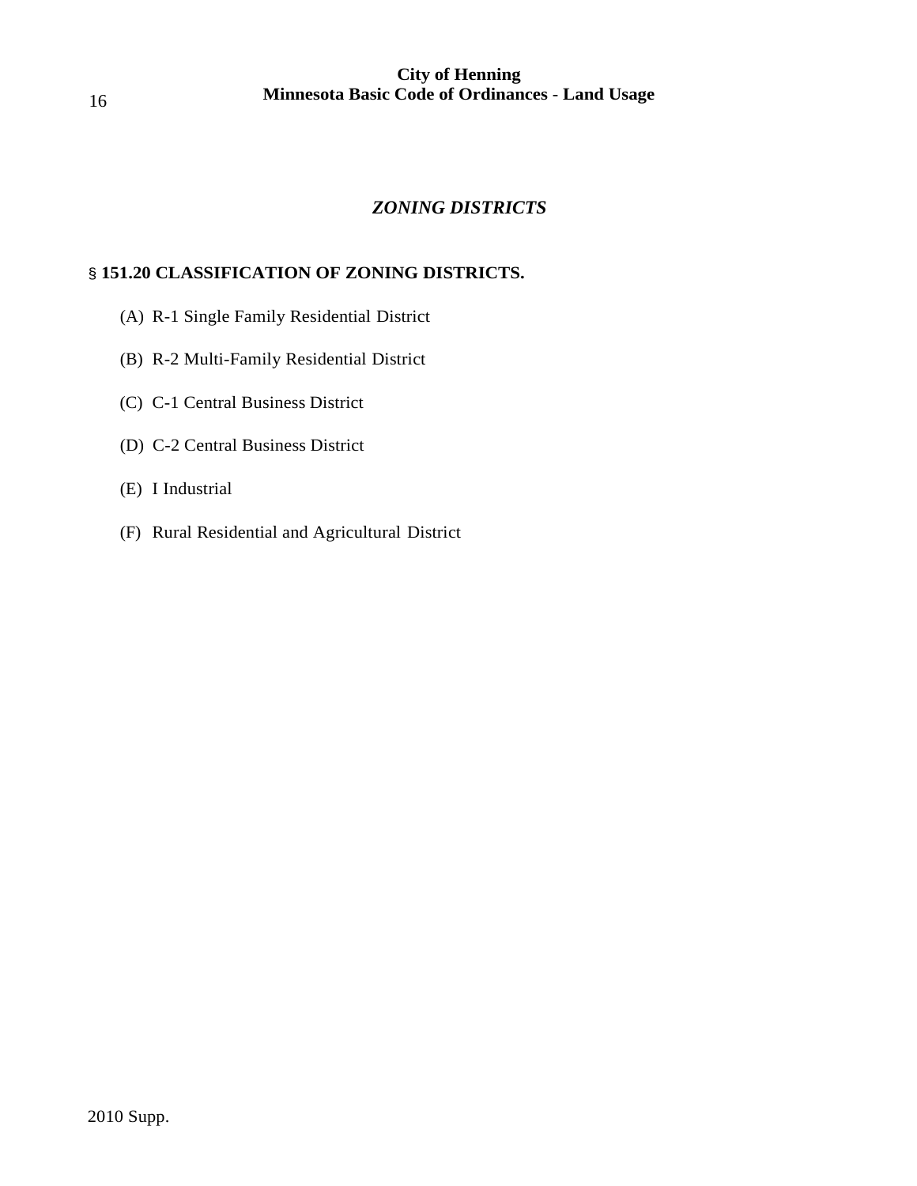## *ZONING DISTRICTS*

### § 151.20 CLASSIFICATION OF ZONING DISTRICTS.

(A) R-1 Single Family Residential District

(B) R-2 Multi-Family Residential District

(C) C-1 Central Business District

(D) C-2 Central Business District

(E) I Industrial

(F) Rural Residential and Agricultural District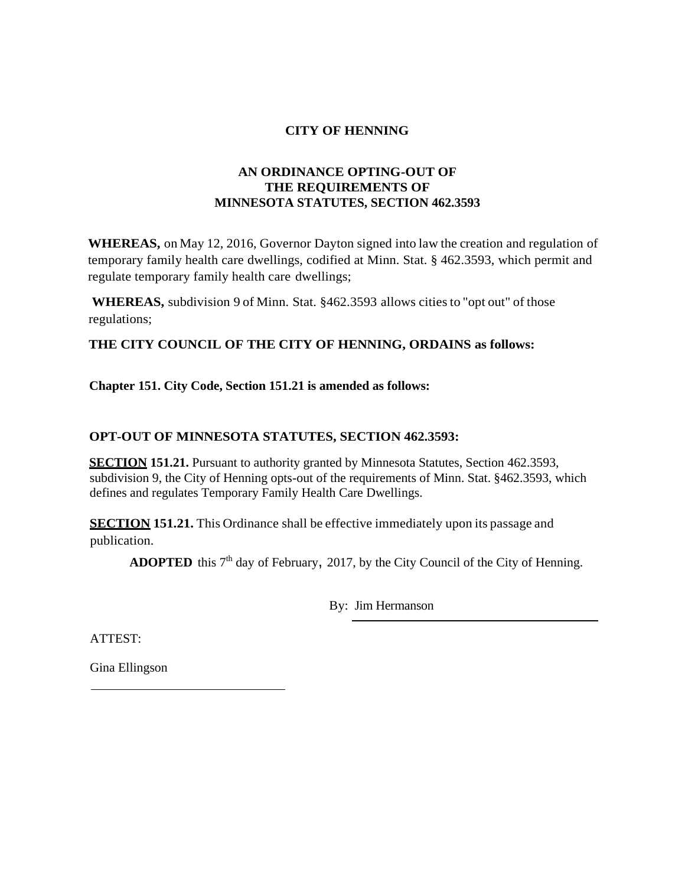# CITY OF HENNING

## AN ORDINANCE OPTING-OUT OF THE REQUIREMENTS OF MINNESOTA STATUTES, SECTION 462.3593

**WHEREAS,** on May 12, 2016, Governor Dayton signed into law the creation and regulation of temporary family health care dwellings, codified at Minn. Stat. § 462.3593, which permit and regulate temporary family health care dwellings;

**WHEREAS,** subdivision 9 of Minn. Stat. §462.3593 allows cities to "opt out" of those regulations;

**THE CITY COUNCIL OF THE CITY OF HENNING, ORDAINS as follows:**

**Chapter 151. City Code, Section 151.21 is amended as follows:**

**OPT-OUT OF MINNESOTA STATUTES, SECTION 462.3593:**

**<u>SECTION</u> 151.21.** Pursuant to authority granted by Minnesota Statutes, Section 462.3593, subdivision 9, the City of Henning opts-out of the requirements of Minn. Stat. §462.3593, which defines and regulates Temporary Family Health Care Dwellings.

**<u>SECTION</u> 151.21.** This Ordinance shall be effective immediately upon its passage and publication.

**ADOPTED** this 7th day of February, 2017, by the City Council of the City of Henning.

By: Jim Hermanson

ATTEST:

Gina Ellingson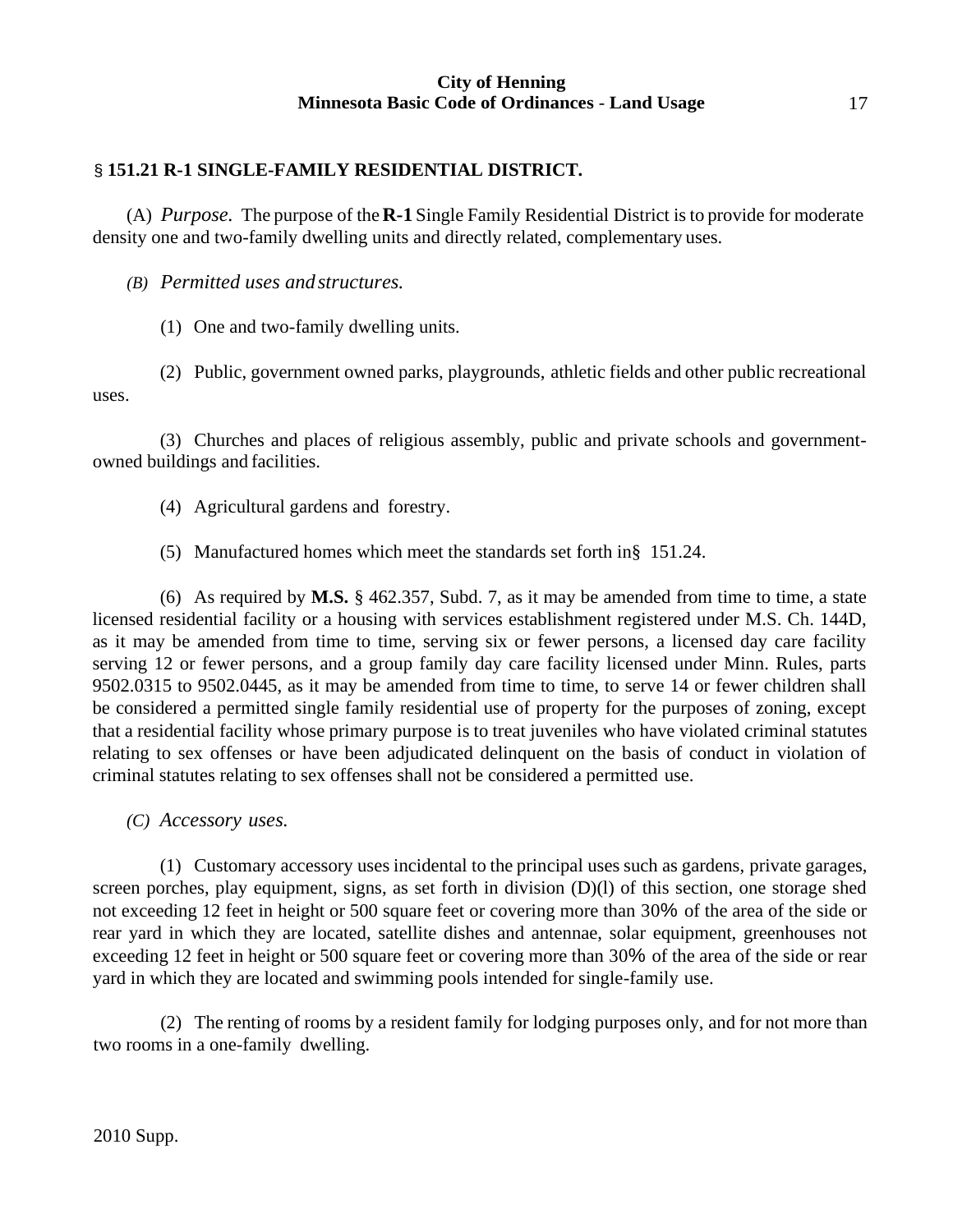## § 151.21 R-1 SINGLE-FAMILY RESIDENTIAL DISTRICT.

(A) *Purpose.* The purpose of the **R-1** Single Family Residential District is to provide for moderate density one and two-family dwelling units and directly related, complementary uses.

*(B) Permitted uses and structures.*

(1) One and two-family dwelling units.

(2) Public, government owned parks, playgrounds, athletic fields and other public recreational uses.

(3) Churches and places of religious assembly, public and private schools and government-owned buildings and facilities.

(4) Agricultural gardens and forestry.

(5) Manufactured homes which meet the standards set forth in § 151.24.

(6) As required by **M.S.** § 462.357, Subd. 7, as it may be amended from time to time, a state licensed residential facility or a housing with services establishment registered under M.S. Ch. 144D, as it may be amended from time to time, serving six or fewer persons, a licensed day care facility serving 12 or fewer persons, and a group family day care facility licensed under Minn. Rules, parts 9502.0315 to 9502.0445, as it may be amended from time to time, to serve 14 or fewer children shall be considered a permitted single family residential use of property for the purposes of zoning, except that a residential facility whose primary purpose is to treat juveniles who have violated criminal statutes relating to sex offenses or have been adjudicated delinquent on the basis of conduct in violation of criminal statutes relating to sex offenses shall not be considered a permitted use.

*(C) Accessory uses.*

(1) Customary accessory uses incidental to the principal uses such as gardens, private garages, screen porches, play equipment, signs, as set forth in division (D)(l) of this section, one storage shed not exceeding 12 feet in height or 500 square feet or covering more than 30% of the area of the side or rear yard in which they are located, satellite dishes and antennae, solar equipment, greenhouses not exceeding 12 feet in height or 500 square feet or covering more than 30% of the area of the side or rear yard in which they are located and swimming pools intended for single-family use.

(2) The renting of rooms by a resident family for lodging purposes only, and for not more than two rooms in a one-family dwelling.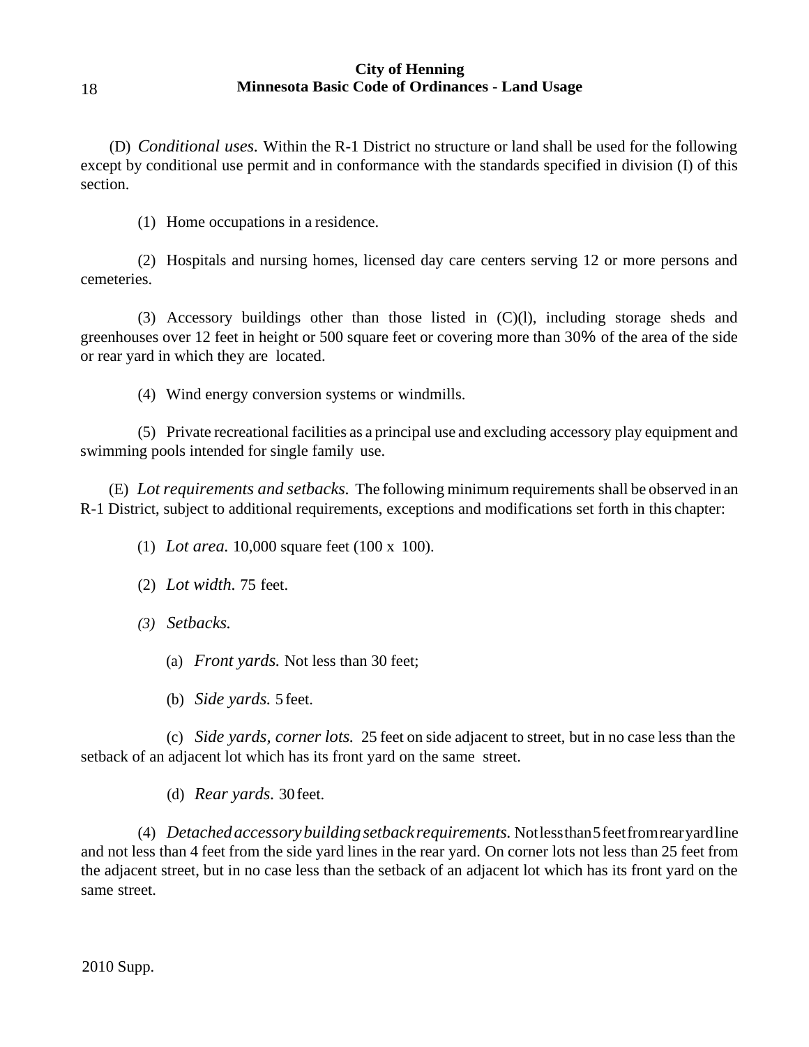(D) *Conditional uses.* Within the R-1 District no structure or land shall be used for the following except by conditional use permit and in conformance with the standards specified in division (I) of this section.

(1) Home occupations in a residence.

(2) Hospitals and nursing homes, licensed day care centers serving 12 or more persons and cemeteries.

(3) Accessory buildings other than those listed in (C)(l), including storage sheds and greenhouses over 12 feet in height or 500 square feet or covering more than 30% of the area of the side or rear yard in which they are located.

(4) Wind energy conversion systems or windmills.

(5) Private recreational facilities as a principal use and excluding accessory play equipment and swimming pools intended for single family use.

(E) *Lot requirements and setbacks.* The following minimum requirements shall be observed in an R-1 District, subject to additional requirements, exceptions and modifications set forth in this chapter:

(1) *Lot area.* 10,000 square feet (100 x 100).

(2) *Lot width.* 75 feet.

*(3) Setbacks.*

(a) *Front yards.* Not less than 30 feet;

(b) *Side yards.* 5 feet.

(c) *Side yards, corner lots.* 25 feet on side adjacent to street, but in no case less than the setback of an adjacent lot which has its front yard on the same street.

(d) *Rear yards.* 30 feet.

(4) *Detached accessory building setback requirements.* Not less than 5 feet from rear yard line and not less than 4 feet from the side yard lines in the rear yard. On corner lots not less than 25 feet from the adjacent street, but in no case less than the setback of an adjacent lot which has its front yard on the same street.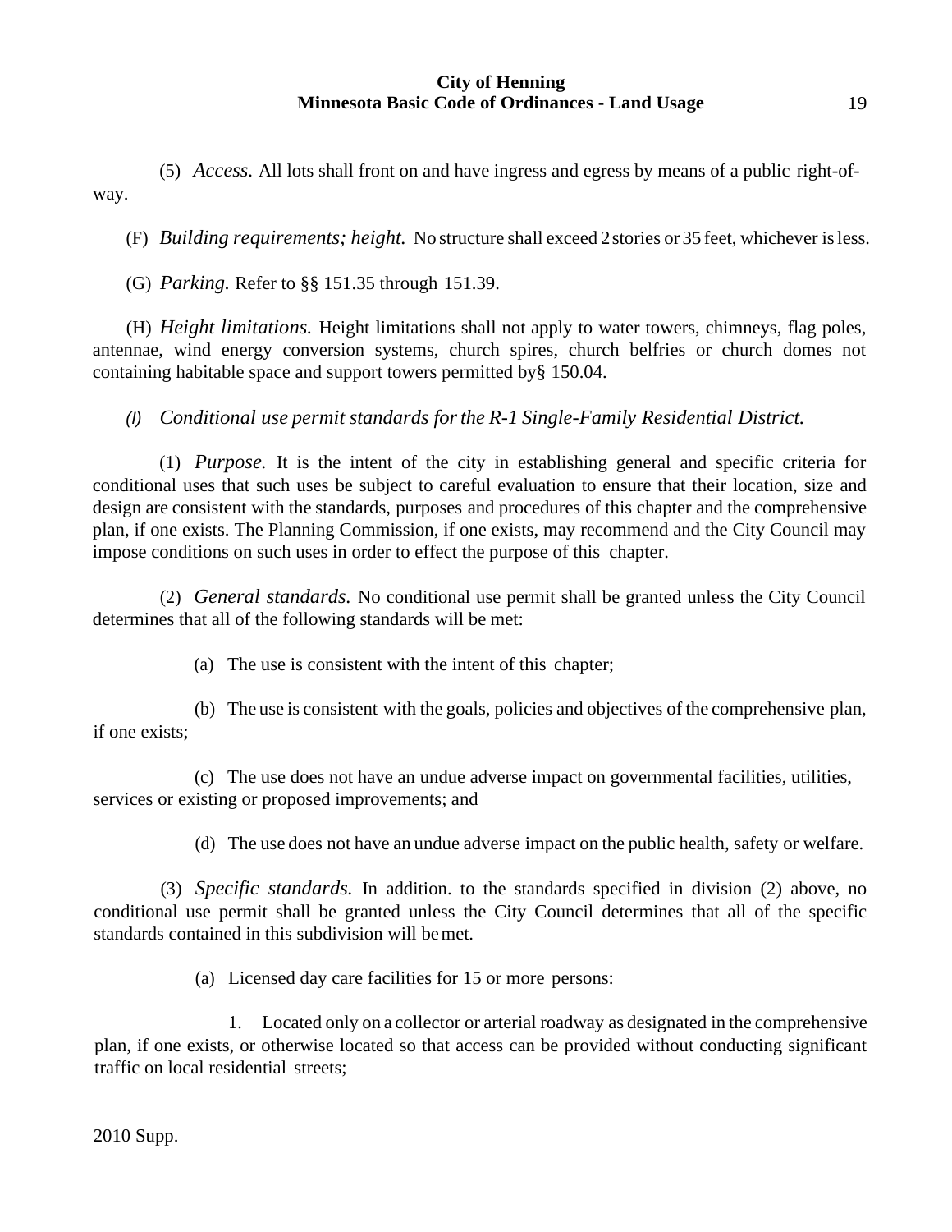(5) *Access.* All lots shall front on and have ingress and egress by means of a public right-of-way.

(F) *Building requirements; height.* No structure shall exceed 2 stories or 35 feet, whichever is less.

(G) *Parking.* Refer to §§ 151.35 through 151.39.

(H) *Height limitations.* Height limitations shall not apply to water towers, chimneys, flag poles, antennae, wind energy conversion systems, church spires, church belfries or church domes not containing habitable space and support towers permitted by§ 150.04.

(I) *Conditional use permit standards for the R-1 Single-Family Residential District.*

(1) *Purpose.* It is the intent of the city in establishing general and specific criteria for conditional uses that such uses be subject to careful evaluation to ensure that their location, size and design are consistent with the standards, purposes and procedures of this chapter and the comprehensive plan, if one exists. The Planning Commission, if one exists, may recommend and the City Council may impose conditions on such uses in order to effect the purpose of this chapter.

(2) *General standards.* No conditional use permit shall be granted unless the City Council determines that all of the following standards will be met:

(a) The use is consistent with the intent of this chapter;

(b) The use is consistent with the goals, policies and objectives of the comprehensive plan, if one exists;

(c) The use does not have an undue adverse impact on governmental facilities, utilities, services or existing or proposed improvements; and

(d) The use does not have an undue adverse impact on the public health, safety or welfare.

(3) *Specific standards.* In addition. to the standards specified in division (2) above, no conditional use permit shall be granted unless the City Council determines that all of the specific standards contained in this subdivision will be met.

(a) Licensed day care facilities for 15 or more persons:

1. Located only on a collector or arterial roadway as designated in the comprehensive plan, if one exists, or otherwise located so that access can be provided without conducting significant traffic on local residential streets;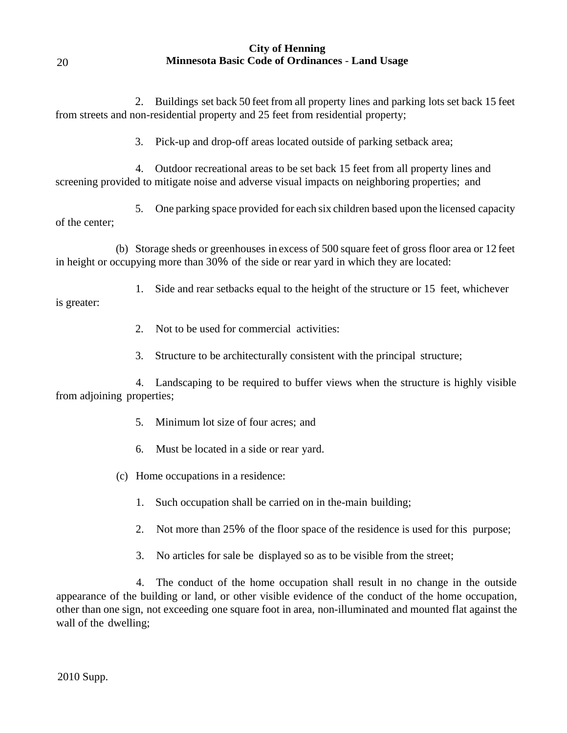2. Buildings set back 50 feet from all property lines and parking lots set back 15 feet from streets and non-residential property and 25 feet from residential property;

3. Pick-up and drop-off areas located outside of parking setback area;

4. Outdoor recreational areas to be set back 15 feet from all property lines and screening provided to mitigate noise and adverse visual impacts on neighboring properties; and

5. One parking space provided for each six children based upon the licensed capacity of the center;

(b) Storage sheds or greenhouses in excess of 500 square feet of gross floor area or 12 feet in height or occupying more than 30% of the side or rear yard in which they are located:

1. Side and rear setbacks equal to the height of the structure or 15 feet, whichever is greater:

2. Not to be used for commercial activities:

3. Structure to be architecturally consistent with the principal structure;

4. Landscaping to be required to buffer views when the structure is highly visible from adjoining properties;

5. Minimum lot size of four acres; and

6. Must be located in a side or rear yard.

(c) Home occupations in a residence:

1. Such occupation shall be carried on in the-main building;

2. Not more than 25% of the floor space of the residence is used for this purpose;

3. No articles for sale be displayed so as to be visible from the street;

4. The conduct of the home occupation shall result in no change in the outside appearance of the building or land, or other visible evidence of the conduct of the home occupation, other than one sign, not exceeding one square foot in area, non-illuminated and mounted flat against the wall of the dwelling;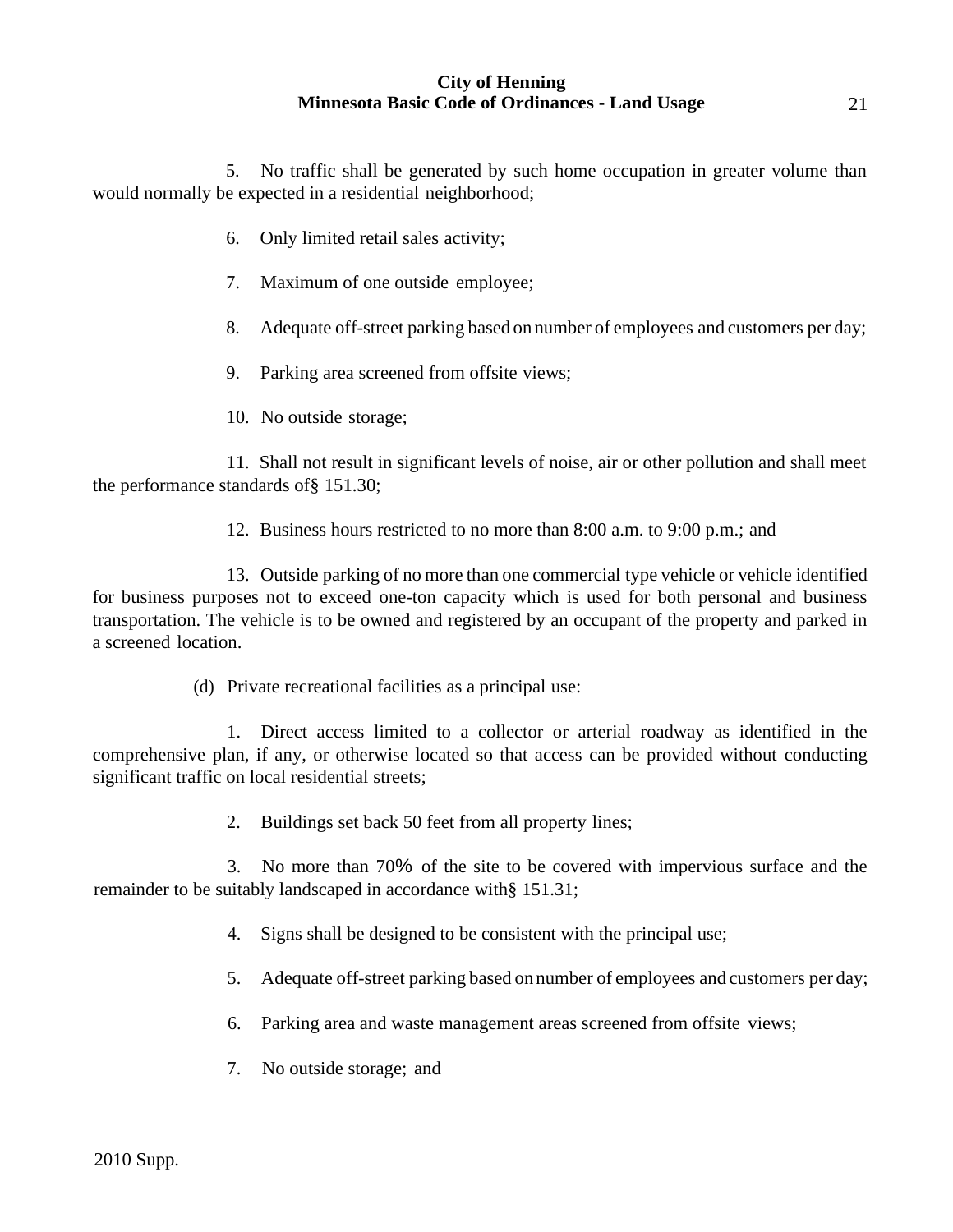5. No traffic shall be generated by such home occupation in greater volume than would normally be expected in a residential neighborhood;

6. Only limited retail sales activity;

7. Maximum of one outside employee;

8. Adequate off-street parking based on number of employees and customers per day;

9. Parking area screened from offsite views;

10. No outside storage;

11. Shall not result in significant levels of noise, air or other pollution and shall meet the performance standards of§ 151.30;

12. Business hours restricted to no more than 8:00 a.m. to 9:00 p.m.; and

13. Outside parking of no more than one commercial type vehicle or vehicle identified for business purposes not to exceed one-ton capacity which is used for both personal and business transportation. The vehicle is to be owned and registered by an occupant of the property and parked in a screened location.

(d) Private recreational facilities as a principal use:

1. Direct access limited to a collector or arterial roadway as identified in the comprehensive plan, if any, or otherwise located so that access can be provided without conducting significant traffic on local residential streets;

2. Buildings set back 50 feet from all property lines;

3. No more than 70% of the site to be covered with impervious surface and the remainder to be suitably landscaped in accordance with§ 151.31;

4. Signs shall be designed to be consistent with the principal use;

5. Adequate off-street parking based on number of employees and customers per day;

6. Parking area and waste management areas screened from offsite views;

7. No outside storage; and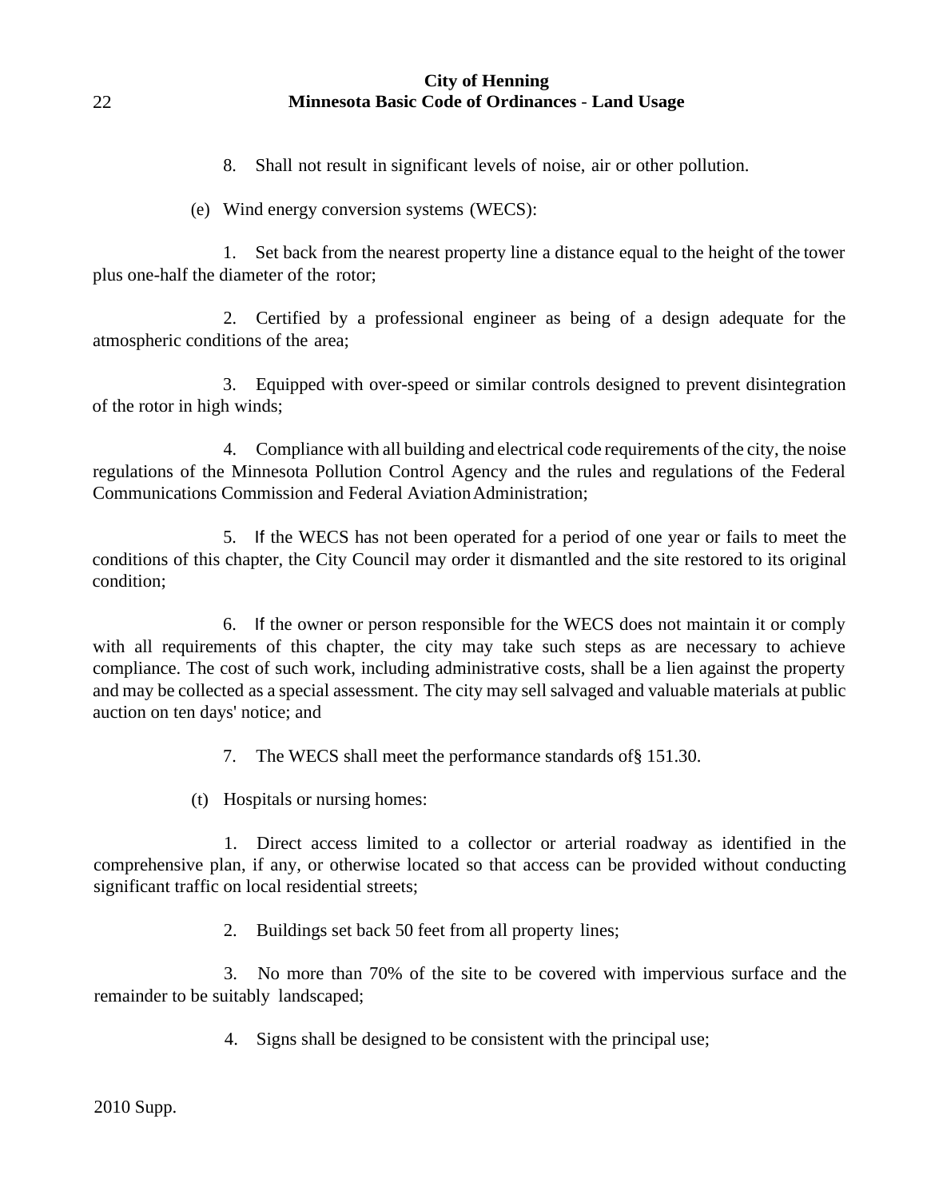8. Shall not result in significant levels of noise, air or other pollution.

(e) Wind energy conversion systems (WECS):

1. Set back from the nearest property line a distance equal to the height of the tower plus one-half the diameter of the rotor;

2. Certified by a professional engineer as being of a design adequate for the atmospheric conditions of the area;

3. Equipped with over-speed or similar controls designed to prevent disintegration of the rotor in high winds;

4. Compliance with all building and electrical code requirements of the city, the noise regulations of the Minnesota Pollution Control Agency and the rules and regulations of the Federal Communications Commission and Federal Aviation Administration;

5. If the WECS has not been operated for a period of one year or fails to meet the conditions of this chapter, the City Council may order it dismantled and the site restored to its original condition;

6. If the owner or person responsible for the WECS does not maintain it or comply with all requirements of this chapter, the city may take such steps as are necessary to achieve compliance. The cost of such work, including administrative costs, shall be a lien against the property and may be collected as a special assessment. The city may sell salvaged and valuable materials at public auction on ten days' notice; and

7. The WECS shall meet the performance standards of§ 151.30.

(t) Hospitals or nursing homes:

1. Direct access limited to a collector or arterial roadway as identified in the comprehensive plan, if any, or otherwise located so that access can be provided without conducting significant traffic on local residential streets;

2. Buildings set back 50 feet from all property lines;

3. No more than 70% of the site to be covered with impervious surface and the remainder to be suitably landscaped;

4. Signs shall be designed to be consistent with the principal use;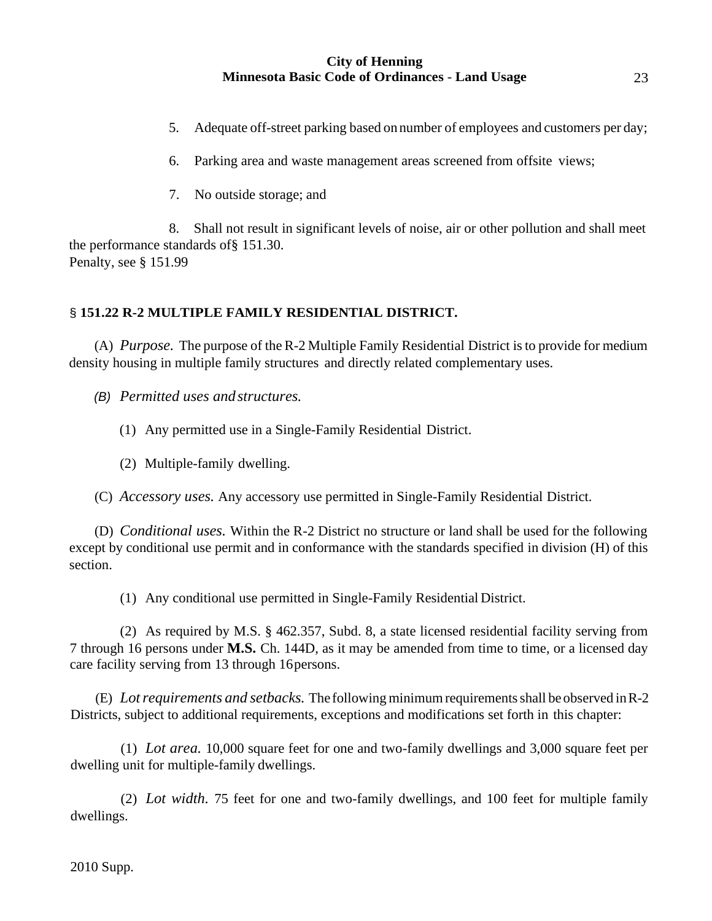5. Adequate off-street parking based on number of employees and customers per day;

6. Parking area and waste management areas screened from offsite views;

7. No outside storage; and

8. Shall not result in significant levels of noise, air or other pollution and shall meet the performance standards of§ 151.30.

Penalty, see § 151.99

## § 151.22 R-2 MULTIPLE FAMILY RESIDENTIAL DISTRICT.

(A) *Purpose.* The purpose of the R-2 Multiple Family Residential District is to provide for medium density housing in multiple family structures and directly related complementary uses.

(B) *Permitted uses and structures.*

(1) Any permitted use in a Single-Family Residential District.

(2) Multiple-family dwelling.

(C) *Accessory uses.* Any accessory use permitted in Single-Family Residential District.

(D) *Conditional uses.* Within the R-2 District no structure or land shall be used for the following except by conditional use permit and in conformance with the standards specified in division (H) of this section.

(1) Any conditional use permitted in Single-Family Residential District.

(2) As required by M.S. § 462.357, Subd. 8, a state licensed residential facility serving from 7 through 16 persons under **M.S.** Ch. 144D, as it may be amended from time to time, or a licensed day care facility serving from 13 through 16 persons.

(E) *Lot requirements and setbacks.* The following minimum requirements shall be observed in R-2 Districts, subject to additional requirements, exceptions and modifications set forth in this chapter:

(1) *Lot area.* 10,000 square feet for one and two-family dwellings and 3,000 square feet per dwelling unit for multiple-family dwellings.

(2) *Lot width.* 75 feet for one and two-family dwellings, and 100 feet for multiple family dwellings.

2010 Supp.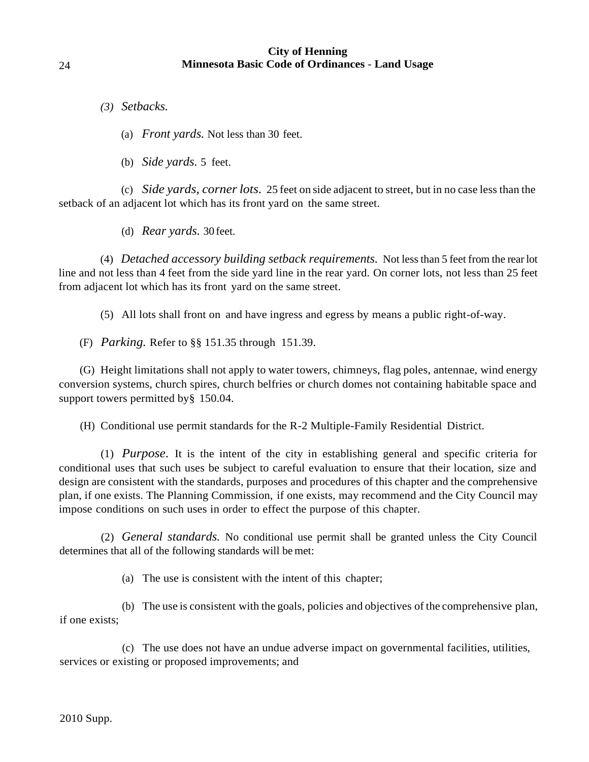(3) *Setbacks.*

(a) *Front yards.* Not less than 30 feet.

(b) *Side yards.* 5 feet.

(c) *Side yards, corner lots.* 25 feet on side adjacent to street, but in no case less than the setback of an adjacent lot which has its front yard on the same street.

(d) *Rear yards.* 30 feet.

(4) *Detached accessory building setback requirements.* Not less than 5 feet from the rear lot line and not less than 4 feet from the side yard line in the rear yard. On corner lots, not less than 25 feet from adjacent lot which has its front yard on the same street.

(5) All lots shall front on and have ingress and egress by means a public right-of-way.

(F) *Parking.* Refer to §§ 151.35 through 151.39.

(G) Height limitations shall not apply to water towers, chimneys, flag poles, antennae, wind energy conversion systems, church spires, church belfries or church domes not containing habitable space and support towers permitted by§ 150.04.

(H) Conditional use permit standards for the R-2 Multiple-Family Residential District.

(1) *Purpose.* It is the intent of the city in establishing general and specific criteria for conditional uses that such uses be subject to careful evaluation to ensure that their location, size and design are consistent with the standards, purposes and procedures of this chapter and the comprehensive plan, if one exists. The Planning Commission, if one exists, may recommend and the City Council may impose conditions on such uses in order to effect the purpose of this chapter.

(2) *General standards.* No conditional use permit shall be granted unless the City Council determines that all of the following standards will be met:

(a) The use is consistent with the intent of this chapter;

(b) The use is consistent with the goals, policies and objectives of the comprehensive plan, if one exists;

(c) The use does not have an undue adverse impact on governmental facilities, utilities, services or existing or proposed improvements; and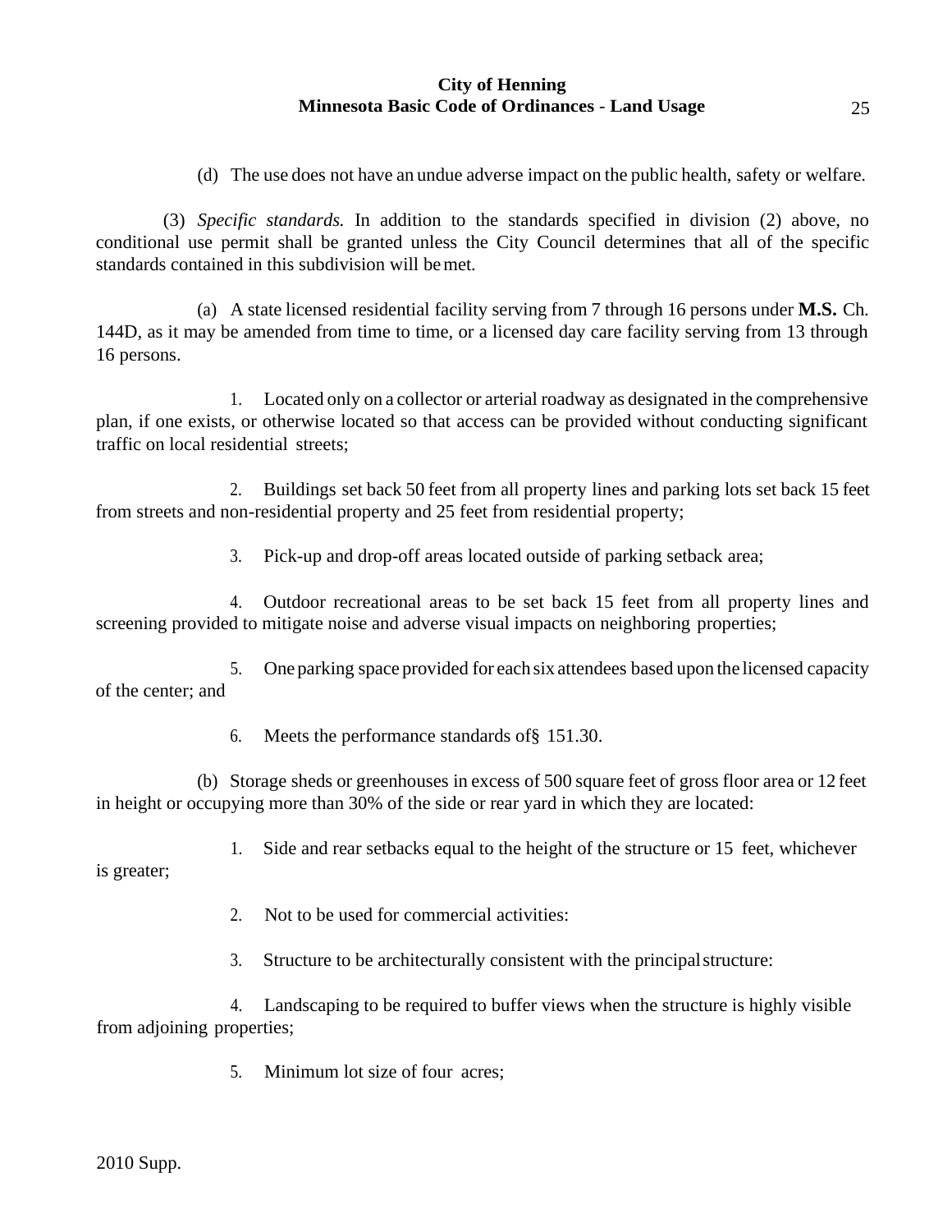(d) The use does not have an undue adverse impact on the public health, safety or welfare.

(3) *Specific standards.* In addition to the standards specified in division (2) above, no conditional use permit shall be granted unless the City Council determines that all of the specific standards contained in this subdivision will be met.

(a) A state licensed residential facility serving from 7 through 16 persons under **M.S.** Ch. 144D, as it may be amended from time to time, or a licensed day care facility serving from 13 through 16 persons.

1. Located only on a collector or arterial roadway as designated in the comprehensive plan, if one exists, or otherwise located so that access can be provided without conducting significant traffic on local residential streets;

2. Buildings set back 50 feet from all property lines and parking lots set back 15 feet from streets and non-residential property and 25 feet from residential property;

3. Pick-up and drop-off areas located outside of parking setback area;

4. Outdoor recreational areas to be set back 15 feet from all property lines and screening provided to mitigate noise and adverse visual impacts on neighboring properties;

5. One parking space provided for each six attendees based upon the licensed capacity of the center; and

6. Meets the performance standards of§ 151.30.

(b) Storage sheds or greenhouses in excess of 500 square feet of gross floor area or 12 feet in height or occupying more than 30% of the side or rear yard in which they are located:

1. Side and rear setbacks equal to the height of the structure or 15 feet, whichever is greater;

2. Not to be used for commercial activities:

3. Structure to be architecturally consistent with the principal structure:

4. Landscaping to be required to buffer views when the structure is highly visible from adjoining properties;

5. Minimum lot size of four acres;

2010 Supp.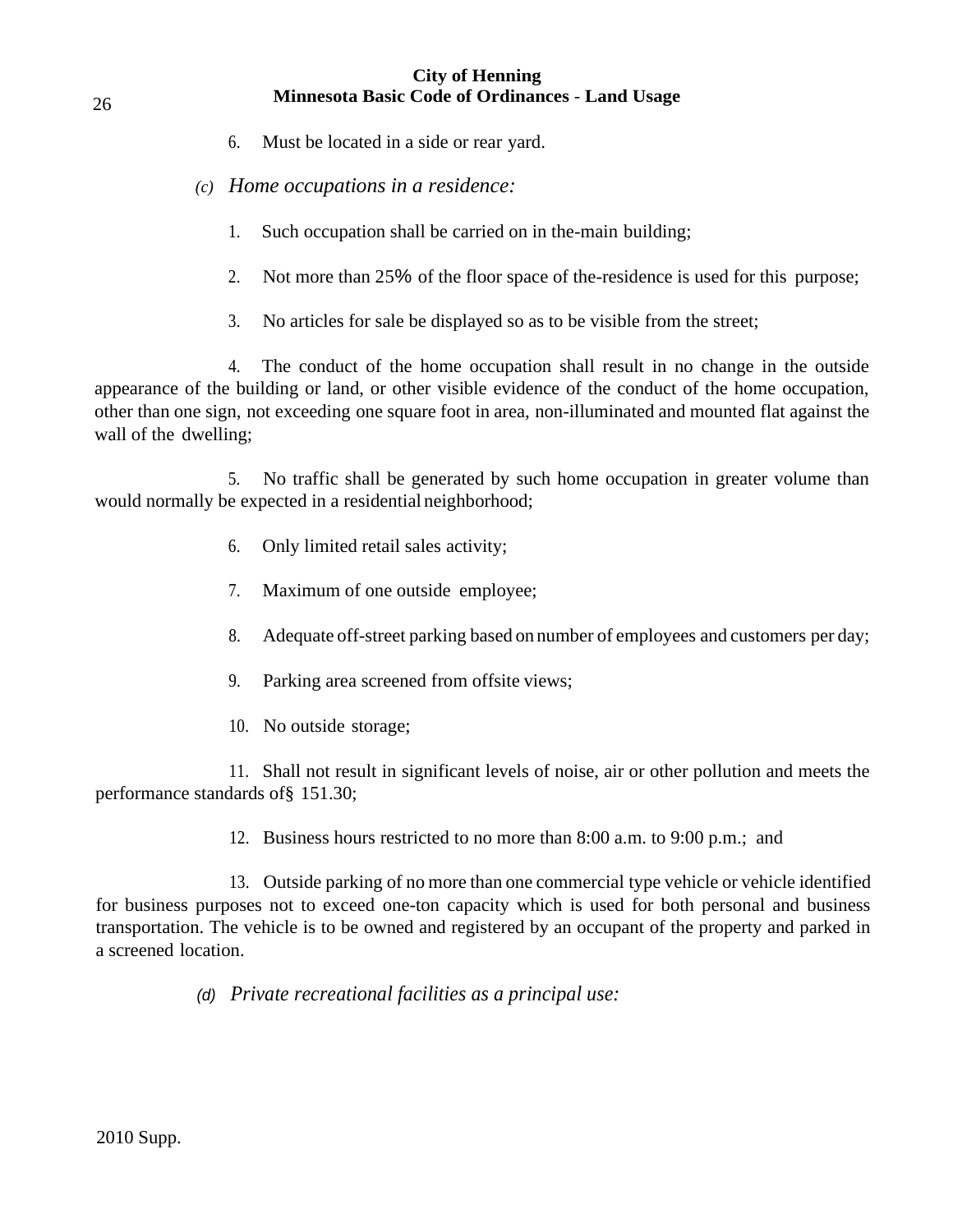6. Must be located in a side or rear yard.

*(c) Home occupations in a residence:*

1. Such occupation shall be carried on in the-main building;

2. Not more than 25% of the floor space of the-residence is used for this purpose;

3. No articles for sale be displayed so as to be visible from the street;

4. The conduct of the home occupation shall result in no change in the outside appearance of the building or land, or other visible evidence of the conduct of the home occupation, other than one sign, not exceeding one square foot in area, non-illuminated and mounted flat against the wall of the dwelling;

5. No traffic shall be generated by such home occupation in greater volume than would normally be expected in a residential neighborhood;

6. Only limited retail sales activity;

7. Maximum of one outside employee;

8. Adequate off-street parking based on number of employees and customers per day;

9. Parking area screened from offsite views;

10. No outside storage;

11. Shall not result in significant levels of noise, air or other pollution and meets the performance standards of§ 151.30;

12. Business hours restricted to no more than 8:00 a.m. to 9:00 p.m.; and

13. Outside parking of no more than one commercial type vehicle or vehicle identified for business purposes not to exceed one-ton capacity which is used for both personal and business transportation. The vehicle is to be owned and registered by an occupant of the property and parked in a screened location.

*(d) Private recreational facilities as a principal use:*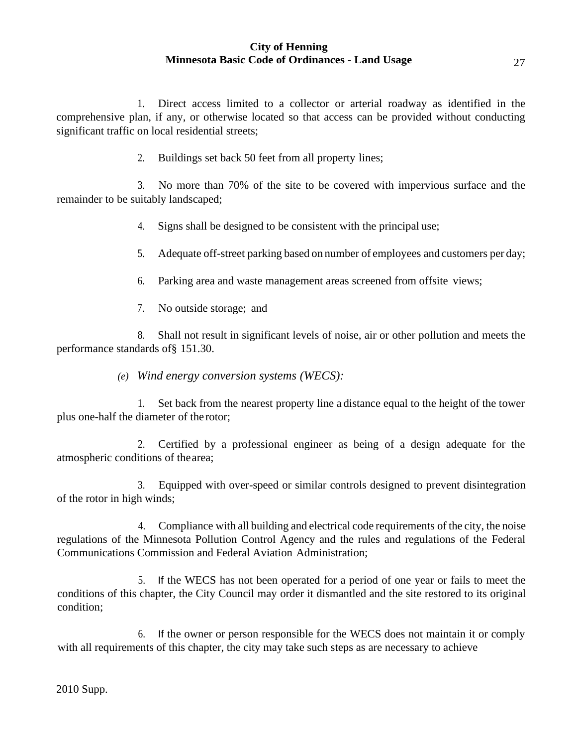1. Direct access limited to a collector or arterial roadway as identified in the comprehensive plan, if any, or otherwise located so that access can be provided without conducting significant traffic on local residential streets;

2. Buildings set back 50 feet from all property lines;

3. No more than 70% of the site to be covered with impervious surface and the remainder to be suitably landscaped;

4. Signs shall be designed to be consistent with the principal use;

5. Adequate off-street parking based on number of employees and customers per day;

6. Parking area and waste management areas screened from offsite views;

7. No outside storage; and

8. Shall not result in significant levels of noise, air or other pollution and meets the performance standards of§ 151.30.

*(e) Wind energy conversion systems (WECS):*

1. Set back from the nearest property line a distance equal to the height of the tower plus one-half the diameter of the rotor;

2. Certified by a professional engineer as being of a design adequate for the atmospheric conditions of the area;

3. Equipped with over-speed or similar controls designed to prevent disintegration of the rotor in high winds;

4. Compliance with all building and electrical code requirements of the city, the noise regulations of the Minnesota Pollution Control Agency and the rules and regulations of the Federal Communications Commission and Federal Aviation Administration;

5. If the WECS has not been operated for a period of one year or fails to meet the conditions of this chapter, the City Council may order it dismantled and the site restored to its original condition;

6. If the owner or person responsible for the WECS does not maintain it or comply with all requirements of this chapter, the city may take such steps as are necessary to achieve

2010 Supp.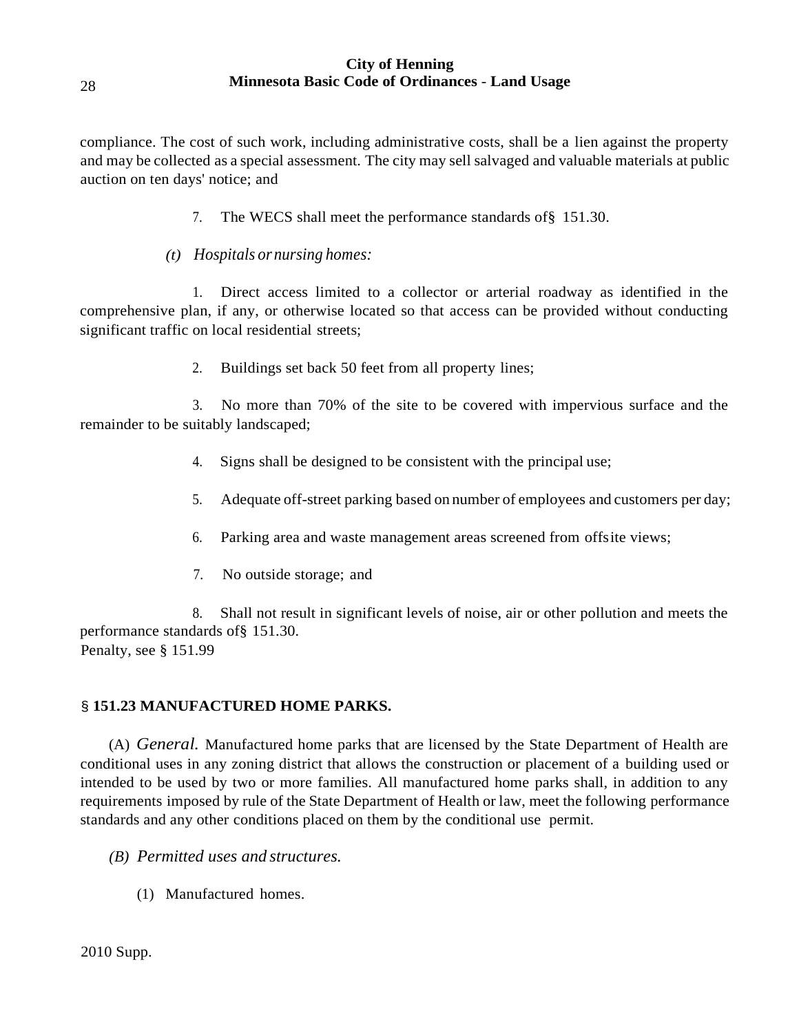compliance. The cost of such work, including administrative costs, shall be a lien against the property and may be collected as a special assessment. The city may sell salvaged and valuable materials at public auction on ten days' notice; and

7. The WECS shall meet the performance standards of§ 151.30.

*(t) Hospitals or nursing homes:*

1. Direct access limited to a collector or arterial roadway as identified in the comprehensive plan, if any, or otherwise located so that access can be provided without conducting significant traffic on local residential streets;

2. Buildings set back 50 feet from all property lines;

3. No more than 70% of the site to be covered with impervious surface and the remainder to be suitably landscaped;

4. Signs shall be designed to be consistent with the principal use;

5. Adequate off-street parking based on number of employees and customers per day;

6. Parking area and waste management areas screened from offsite views;

7. No outside storage; and

8. Shall not result in significant levels of noise, air or other pollution and meets the performance standards of§ 151.30.

Penalty, see § 151.99

### § 151.23 MANUFACTURED HOME PARKS.

(A) *General.* Manufactured home parks that are licensed by the State Department of Health are conditional uses in any zoning district that allows the construction or placement of a building used or intended to be used by two or more families. All manufactured home parks shall, in addition to any requirements imposed by rule of the State Department of Health or law, meet the following performance standards and any other conditions placed on them by the conditional use permit.

*(B) Permitted uses and structures.*

(1) Manufactured homes.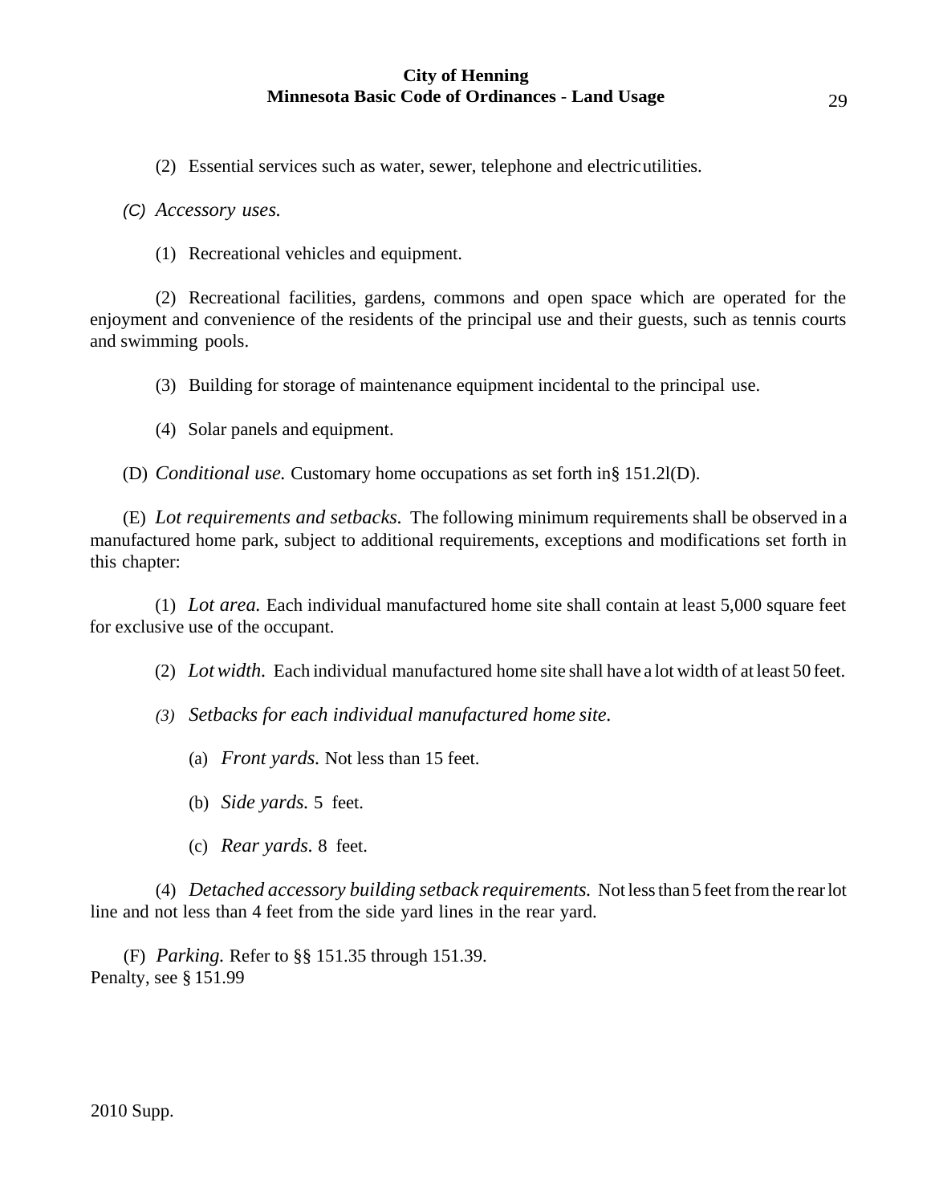(2) Essential services such as water, sewer, telephone and electric utilities.

(C) *Accessory uses.*

(1) Recreational vehicles and equipment.

(2) Recreational facilities, gardens, commons and open space which are operated for the enjoyment and convenience of the residents of the principal use and their guests, such as tennis courts and swimming pools.

(3) Building for storage of maintenance equipment incidental to the principal use.

(4) Solar panels and equipment.

(D) *Conditional use.* Customary home occupations as set forth in § 151.2l(D).

(E) *Lot requirements and setbacks.* The following minimum requirements shall be observed in a manufactured home park, subject to additional requirements, exceptions and modifications set forth in this chapter:

(1) *Lot area.* Each individual manufactured home site shall contain at least 5,000 square feet for exclusive use of the occupant.

(2) *Lot width.* Each individual manufactured home site shall have a lot width of at least 50 feet.

(3) *Setbacks for each individual manufactured home site.*

(a) *Front yards.* Not less than 15 feet.

(b) *Side yards.* 5 feet.

(c) *Rear yards.* 8 feet.

(4) *Detached accessory building setback requirements.* Not less than 5 feet from the rear lot line and not less than 4 feet from the side yard lines in the rear yard.

(F) *Parking.* Refer to §§ 151.35 through 151.39.
Penalty, see § 151.99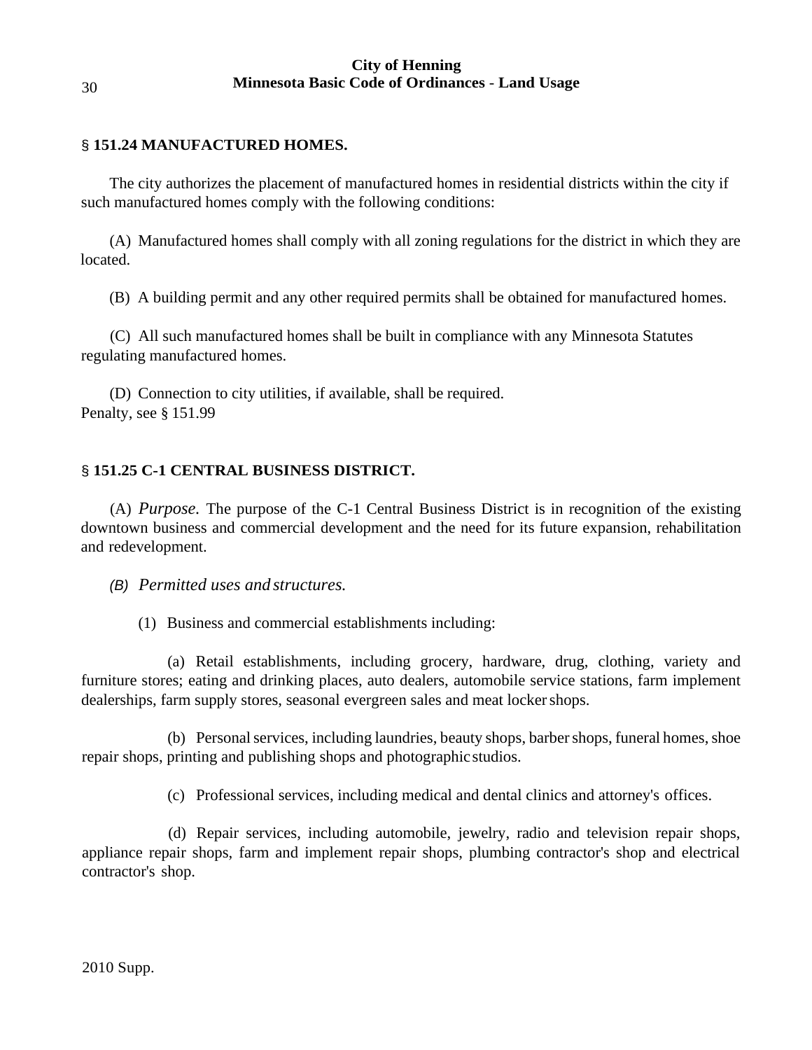## § 151.24 MANUFACTURED HOMES.

The city authorizes the placement of manufactured homes in residential districts within the city if such manufactured homes comply with the following conditions:

(A) Manufactured homes shall comply with all zoning regulations for the district in which they are located.

(B) A building permit and any other required permits shall be obtained for manufactured homes.

(C) All such manufactured homes shall be built in compliance with any Minnesota Statutes regulating manufactured homes.

(D) Connection to city utilities, if available, shall be required.
Penalty, see § 151.99

## § 151.25 C-1 CENTRAL BUSINESS DISTRICT.

(A) *Purpose.* The purpose of the C-1 Central Business District is in recognition of the existing downtown business and commercial development and the need for its future expansion, rehabilitation and redevelopment.

*(B) Permitted uses and structures.*

(1) Business and commercial establishments including:

(a) Retail establishments, including grocery, hardware, drug, clothing, variety and furniture stores; eating and drinking places, auto dealers, automobile service stations, farm implement dealerships, farm supply stores, seasonal evergreen sales and meat locker shops.

(b) Personal services, including laundries, beauty shops, barber shops, funeral homes, shoe repair shops, printing and publishing shops and photographic studios.

(c) Professional services, including medical and dental clinics and attorney's offices.

(d) Repair services, including automobile, jewelry, radio and television repair shops, appliance repair shops, farm and implement repair shops, plumbing contractor's shop and electrical contractor's shop.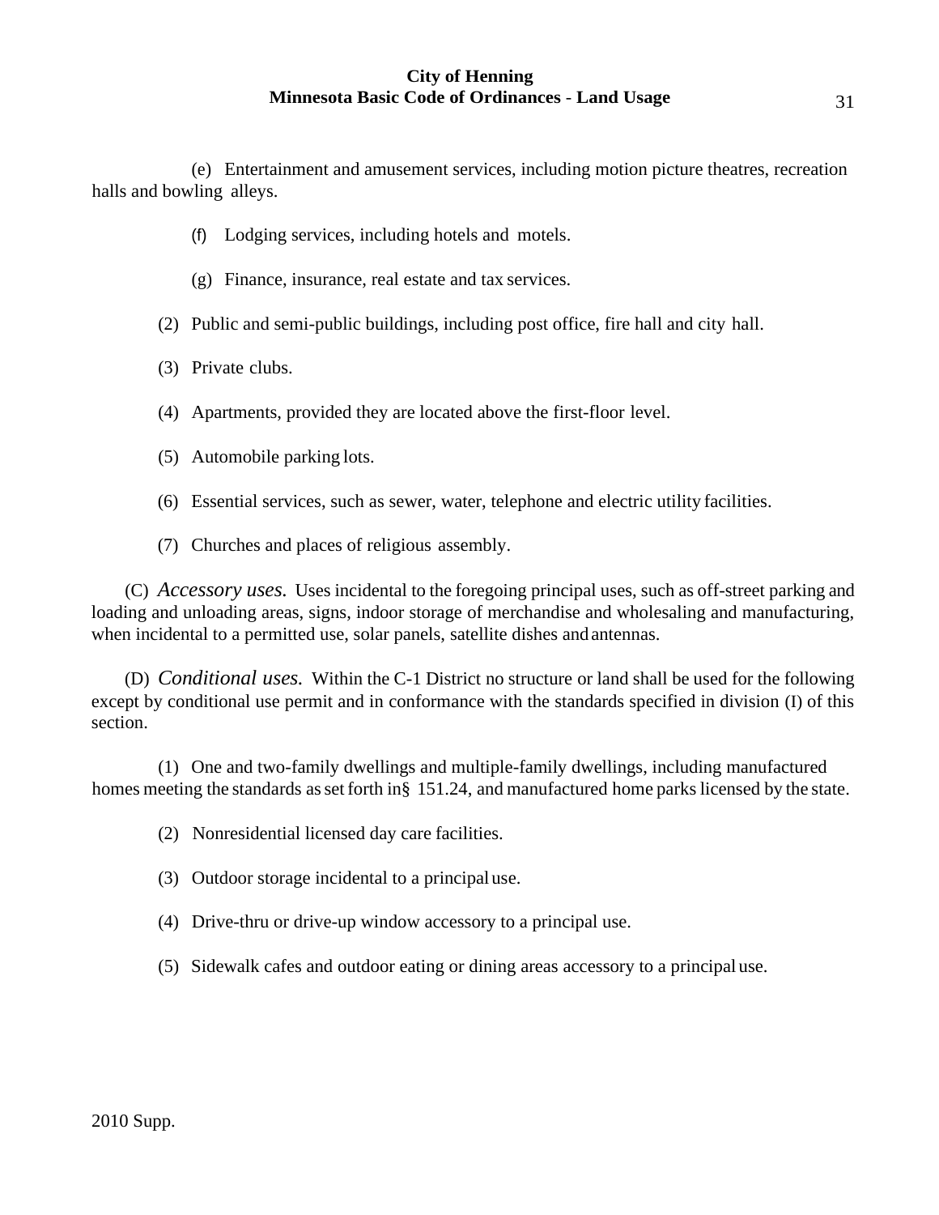(e) Entertainment and amusement services, including motion picture theatres, recreation halls and bowling alleys.

(f) Lodging services, including hotels and motels.

(g) Finance, insurance, real estate and tax services.

(2) Public and semi-public buildings, including post office, fire hall and city hall.

(3) Private clubs.

(4) Apartments, provided they are located above the first-floor level.

(5) Automobile parking lots.

(6) Essential services, such as sewer, water, telephone and electric utility facilities.

(7) Churches and places of religious assembly.

(C) *Accessory uses.* Uses incidental to the foregoing principal uses, such as off-street parking and loading and unloading areas, signs, indoor storage of merchandise and wholesaling and manufacturing, when incidental to a permitted use, solar panels, satellite dishes and antennas.

(D) *Conditional uses.* Within the C-1 District no structure or land shall be used for the following except by conditional use permit and in conformance with the standards specified in division (I) of this section.

(1) One and two-family dwellings and multiple-family dwellings, including manufactured homes meeting the standards as set forth in § 151.24, and manufactured home parks licensed by the state.

(2) Nonresidential licensed day care facilities.

(3) Outdoor storage incidental to a principal use.

(4) Drive-thru or drive-up window accessory to a principal use.

(5) Sidewalk cafes and outdoor eating or dining areas accessory to a principal use.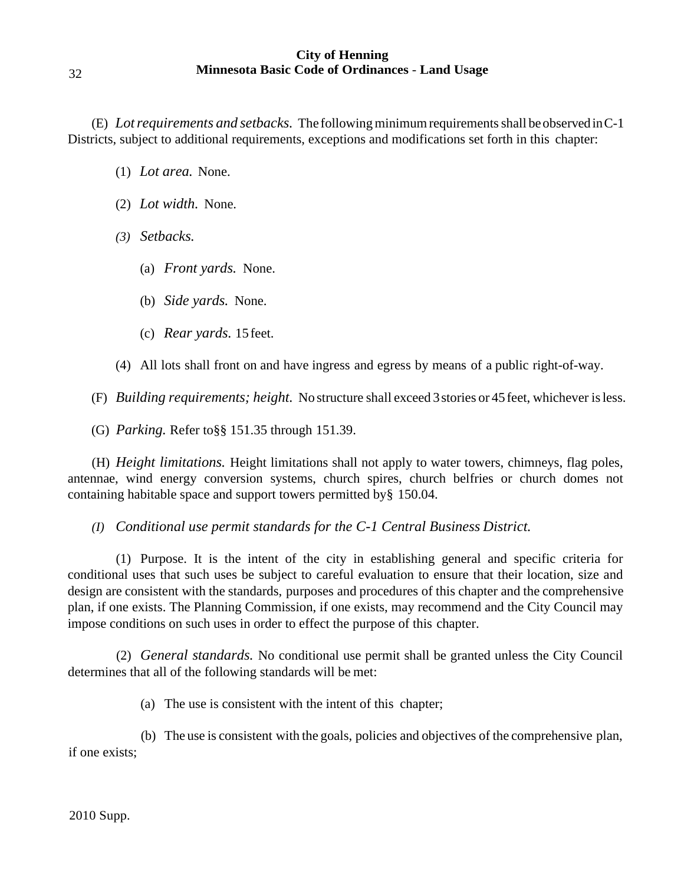(E) *Lot requirements and setbacks.* The following minimum requirements shall be observed in C-1 Districts, subject to additional requirements, exceptions and modifications set forth in this chapter:

(1) *Lot area.* None.

(2) *Lot width.* None.

*(3) Setbacks.*

(a) *Front yards.* None.

(b) *Side yards.* None.

(c) *Rear yards.* 15 feet.

(4) All lots shall front on and have ingress and egress by means of a public right-of-way.

(F) *Building requirements; height.* No structure shall exceed 3 stories or 45 feet, whichever is less.

(G) *Parking.* Refer to§§ 151.35 through 151.39.

(H) *Height limitations.* Height limitations shall not apply to water towers, chimneys, flag poles, antennae, wind energy conversion systems, church spires, church belfries or church domes not containing habitable space and support towers permitted by§ 150.04.

*(I) Conditional use permit standards for the C-1 Central Business District.*

(1) Purpose. It is the intent of the city in establishing general and specific criteria for conditional uses that such uses be subject to careful evaluation to ensure that their location, size and design are consistent with the standards, purposes and procedures of this chapter and the comprehensive plan, if one exists. The Planning Commission, if one exists, may recommend and the City Council may impose conditions on such uses in order to effect the purpose of this chapter.

(2) *General standards.* No conditional use permit shall be granted unless the City Council determines that all of the following standards will be met:

(a) The use is consistent with the intent of this chapter;

(b) The use is consistent with the goals, policies and objectives of the comprehensive plan, if one exists;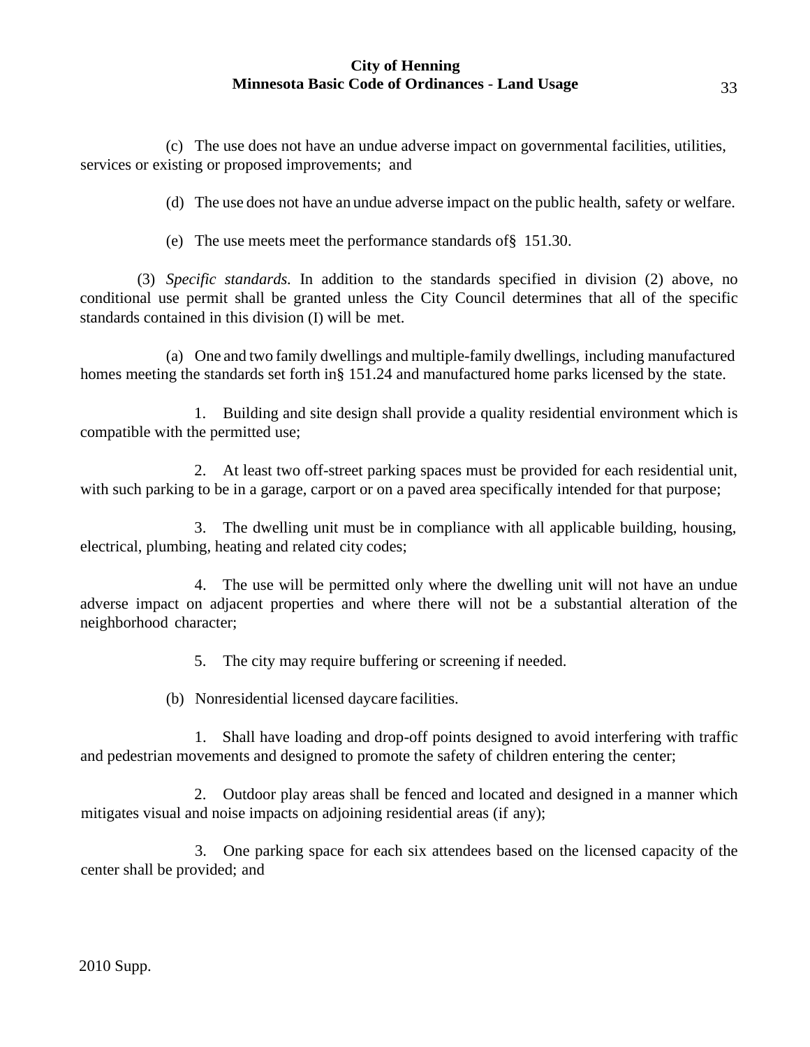(c) The use does not have an undue adverse impact on governmental facilities, utilities, services or existing or proposed improvements; and

(d) The use does not have an undue adverse impact on the public health, safety or welfare.

(e) The use meets meet the performance standards of§ 151.30.

(3) *Specific standards.* In addition to the standards specified in division (2) above, no conditional use permit shall be granted unless the City Council determines that all of the specific standards contained in this division (I) will be met.

(a) One and two family dwellings and multiple-family dwellings, including manufactured homes meeting the standards set forth in§ 151.24 and manufactured home parks licensed by the state.

1. Building and site design shall provide a quality residential environment which is compatible with the permitted use;

2. At least two off-street parking spaces must be provided for each residential unit, with such parking to be in a garage, carport or on a paved area specifically intended for that purpose;

3. The dwelling unit must be in compliance with all applicable building, housing, electrical, plumbing, heating and related city codes;

4. The use will be permitted only where the dwelling unit will not have an undue adverse impact on adjacent properties and where there will not be a substantial alteration of the neighborhood character;

5. The city may require buffering or screening if needed.

(b) Nonresidential licensed daycare facilities.

1. Shall have loading and drop-off points designed to avoid interfering with traffic and pedestrian movements and designed to promote the safety of children entering the center;

2. Outdoor play areas shall be fenced and located and designed in a manner which mitigates visual and noise impacts on adjoining residential areas (if any);

3. One parking space for each six attendees based on the licensed capacity of the center shall be provided; and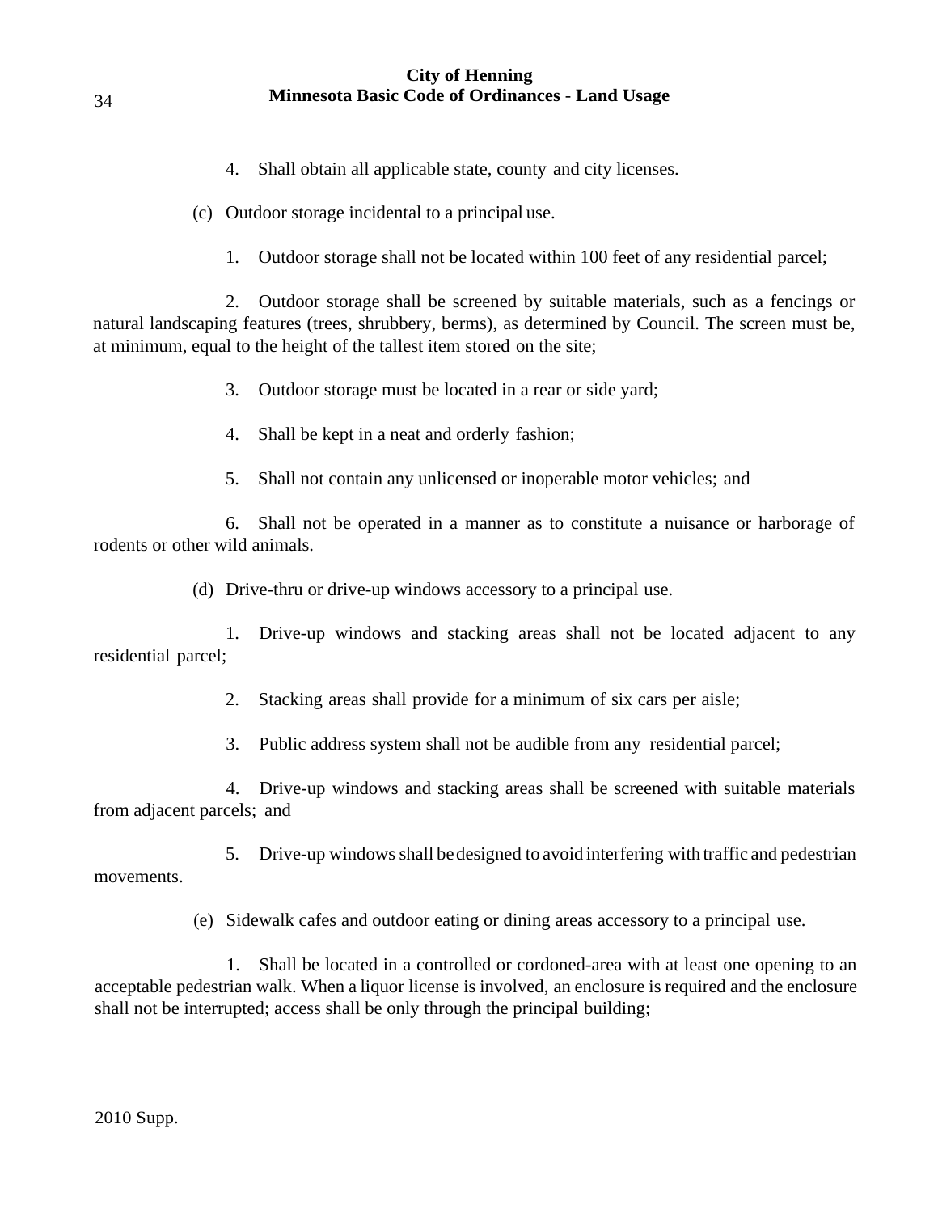4. Shall obtain all applicable state, county and city licenses.

(c) Outdoor storage incidental to a principal use.

1. Outdoor storage shall not be located within 100 feet of any residential parcel;

2. Outdoor storage shall be screened by suitable materials, such as a fencings or natural landscaping features (trees, shrubbery, berms), as determined by Council. The screen must be, at minimum, equal to the height of the tallest item stored on the site;

3. Outdoor storage must be located in a rear or side yard;

4. Shall be kept in a neat and orderly fashion;

5. Shall not contain any unlicensed or inoperable motor vehicles; and

6. Shall not be operated in a manner as to constitute a nuisance or harborage of rodents or other wild animals.

(d) Drive-thru or drive-up windows accessory to a principal use.

1. Drive-up windows and stacking areas shall not be located adjacent to any residential parcel;

2. Stacking areas shall provide for a minimum of six cars per aisle;

3. Public address system shall not be audible from any residential parcel;

4. Drive-up windows and stacking areas shall be screened with suitable materials from adjacent parcels; and

5. Drive-up windows shall be designed to avoid interfering with traffic and pedestrian movements.

(e) Sidewalk cafes and outdoor eating or dining areas accessory to a principal use.

1. Shall be located in a controlled or cordoned-area with at least one opening to an acceptable pedestrian walk. When a liquor license is involved, an enclosure is required and the enclosure shall not be interrupted; access shall be only through the principal building;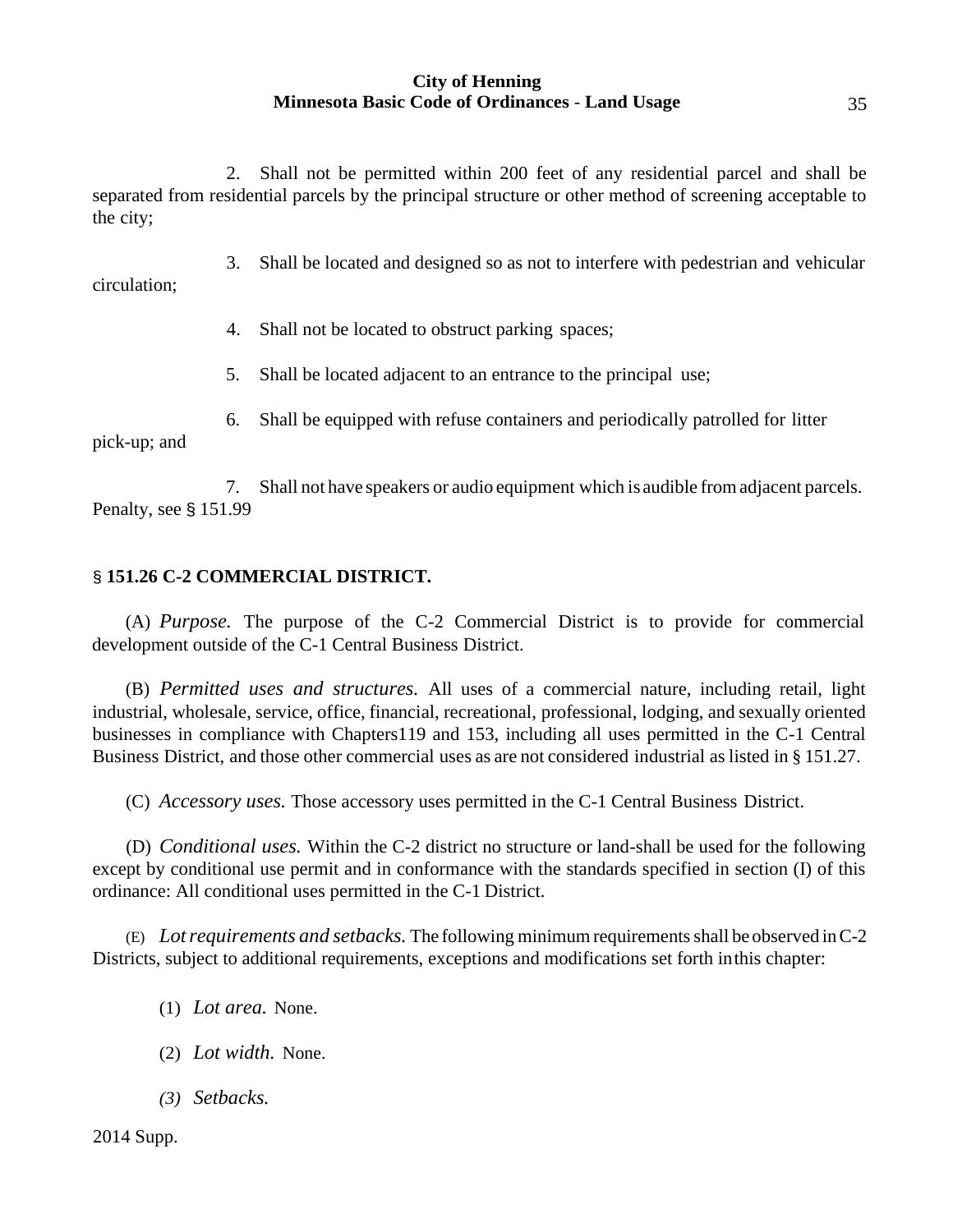2. Shall not be permitted within 200 feet of any residential parcel and shall be separated from residential parcels by the principal structure or other method of screening acceptable to the city;

3. Shall be located and designed so as not to interfere with pedestrian and vehicular circulation;

4. Shall not be located to obstruct parking spaces;

5. Shall be located adjacent to an entrance to the principal use;

6. Shall be equipped with refuse containers and periodically patrolled for litter pick-up; and

7. Shall not have speakers or audio equipment which is audible from adjacent parcels. Penalty, see § 151.99

## § 151.26 C-2 COMMERCIAL DISTRICT.

(A) *Purpose.* The purpose of the C-2 Commercial District is to provide for commercial development outside of the C-1 Central Business District.

(B) *Permitted uses and structures.* All uses of a commercial nature, including retail, light industrial, wholesale, service, office, financial, recreational, professional, lodging, and sexually oriented businesses in compliance with Chapters119 and 153, including all uses permitted in the C-1 Central Business District, and those other commercial uses as are not considered industrial as listed in § 151.27.

(C) *Accessory uses.* Those accessory uses permitted in the C-1 Central Business District.

(D) *Conditional uses.* Within the C-2 district no structure or land-shall be used for the following except by conditional use permit and in conformance with the standards specified in section (I) of this ordinance: All conditional uses permitted in the C-1 District.

(E) *Lot requirements and setbacks.* The following minimum requirements shall be observed in C-2 Districts, subject to additional requirements, exceptions and modifications set forth in this chapter:

(1) *Lot area.* None.

(2) *Lot width.* None.

*(3) Setbacks.*

2014 Supp.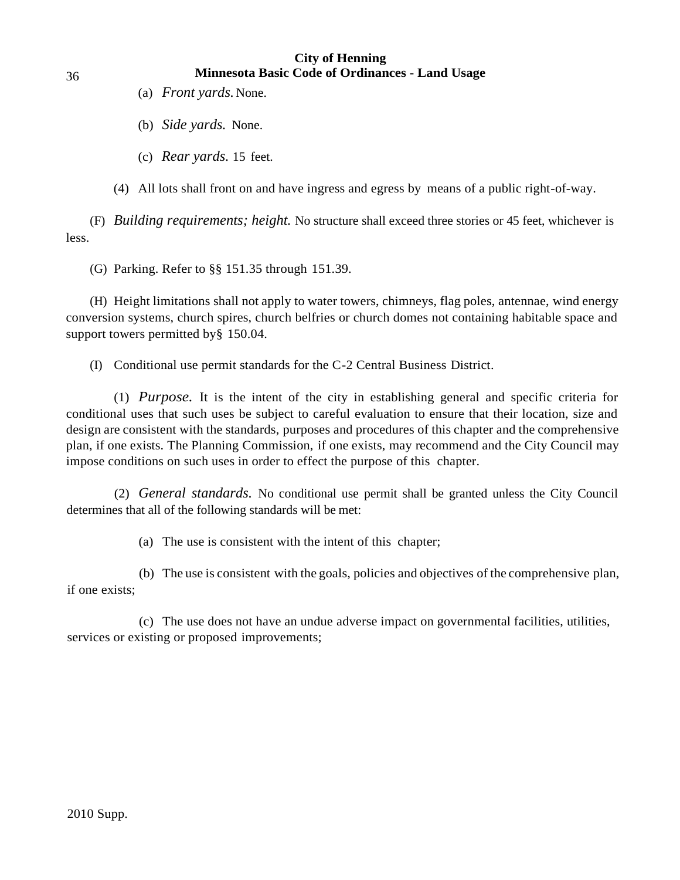(a) *Front yards.* None.

(b) *Side yards.* None.

(c) *Rear yards.* 15 feet.

(4) All lots shall front on and have ingress and egress by means of a public right-of-way.

(F) *Building requirements; height.* No structure shall exceed three stories or 45 feet, whichever is less.

(G) Parking. Refer to §§ 151.35 through 151.39.

(H) Height limitations shall not apply to water towers, chimneys, flag poles, antennae, wind energy conversion systems, church spires, church belfries or church domes not containing habitable space and support towers permitted by§ 150.04.

(I) Conditional use permit standards for the C-2 Central Business District.

(1) *Purpose.* It is the intent of the city in establishing general and specific criteria for conditional uses that such uses be subject to careful evaluation to ensure that their location, size and design are consistent with the standards, purposes and procedures of this chapter and the comprehensive plan, if one exists. The Planning Commission, if one exists, may recommend and the City Council may impose conditions on such uses in order to effect the purpose of this chapter.

(2) *General standards.* No conditional use permit shall be granted unless the City Council determines that all of the following standards will be met:

(a) The use is consistent with the intent of this chapter;

(b) The use is consistent with the goals, policies and objectives of the comprehensive plan, if one exists;

(c) The use does not have an undue adverse impact on governmental facilities, utilities, services or existing or proposed improvements;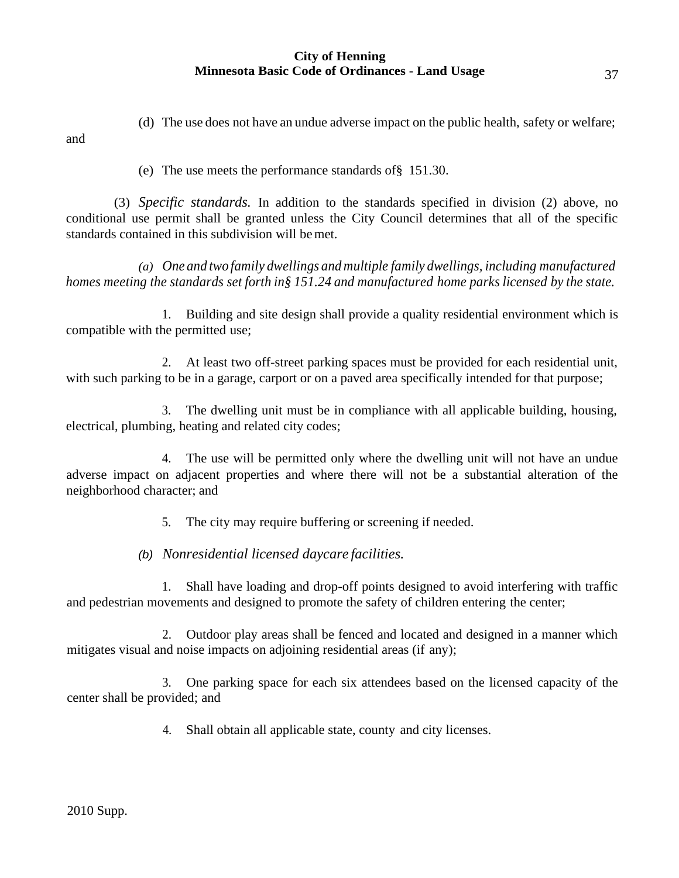(d) The use does not have an undue adverse impact on the public health, safety or welfare; and

(e) The use meets the performance standards of § 151.30.

(3) *Specific standards.* In addition to the standards specified in division (2) above, no conditional use permit shall be granted unless the City Council determines that all of the specific standards contained in this subdivision will be met.

*(a) One and two family dwellings and multiple family dwellings, including manufactured homes meeting the standards set forth in § 151.24 and manufactured home parks licensed by the state.*

1. Building and site design shall provide a quality residential environment which is compatible with the permitted use;

2. At least two off-street parking spaces must be provided for each residential unit, with such parking to be in a garage, carport or on a paved area specifically intended for that purpose;

3. The dwelling unit must be in compliance with all applicable building, housing, electrical, plumbing, heating and related city codes;

4. The use will be permitted only where the dwelling unit will not have an undue adverse impact on adjacent properties and where there will not be a substantial alteration of the neighborhood character; and

5. The city may require buffering or screening if needed.

*(b) Nonresidential licensed daycare facilities.*

1. Shall have loading and drop-off points designed to avoid interfering with traffic and pedestrian movements and designed to promote the safety of children entering the center;

2. Outdoor play areas shall be fenced and located and designed in a manner which mitigates visual and noise impacts on adjoining residential areas (if any);

3. One parking space for each six attendees based on the licensed capacity of the center shall be provided; and

4. Shall obtain all applicable state, county and city licenses.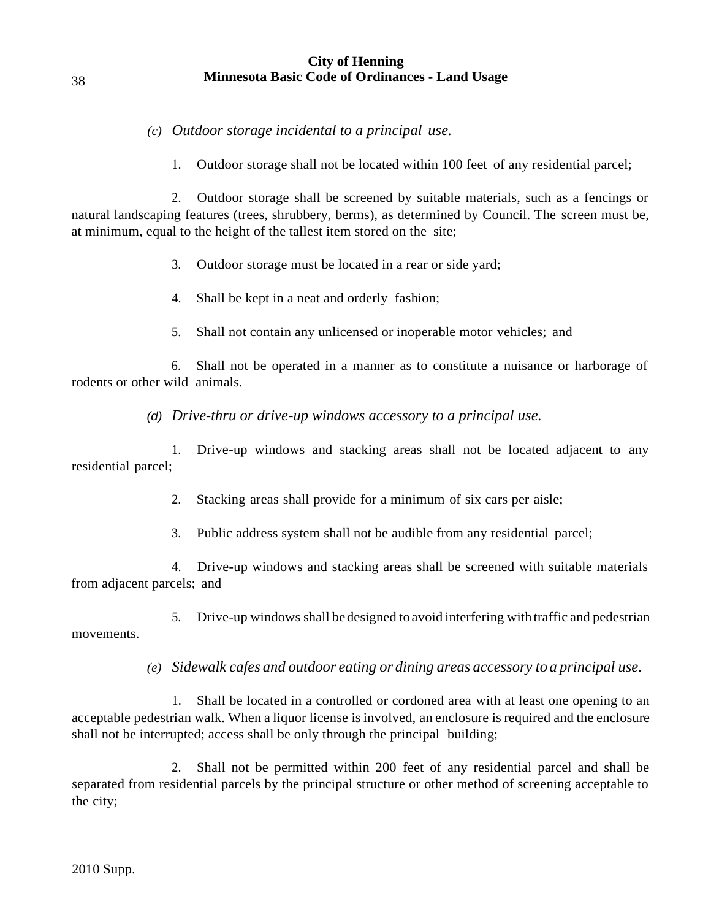*(c) Outdoor storage incidental to a principal use.*

1. Outdoor storage shall not be located within 100 feet of any residential parcel;

2. Outdoor storage shall be screened by suitable materials, such as a fencings or natural landscaping features (trees, shrubbery, berms), as determined by Council. The screen must be, at minimum, equal to the height of the tallest item stored on the site;

3. Outdoor storage must be located in a rear or side yard;

4. Shall be kept in a neat and orderly fashion;

5. Shall not contain any unlicensed or inoperable motor vehicles; and

6. Shall not be operated in a manner as to constitute a nuisance or harborage of rodents or other wild animals.

*(d) Drive-thru or drive-up windows accessory to a principal use.*

1. Drive-up windows and stacking areas shall not be located adjacent to any residential parcel;

2. Stacking areas shall provide for a minimum of six cars per aisle;

3. Public address system shall not be audible from any residential parcel;

4. Drive-up windows and stacking areas shall be screened with suitable materials from adjacent parcels; and

5. Drive-up windows shall be designed to avoid interfering with traffic and pedestrian movements.

*(e) Sidewalk cafes and outdoor eating or dining areas accessory to a principal use.*

1. Shall be located in a controlled or cordoned area with at least one opening to an acceptable pedestrian walk. When a liquor license is involved, an enclosure is required and the enclosure shall not be interrupted; access shall be only through the principal building;

2. Shall not be permitted within 200 feet of any residential parcel and shall be separated from residential parcels by the principal structure or other method of screening acceptable to the city;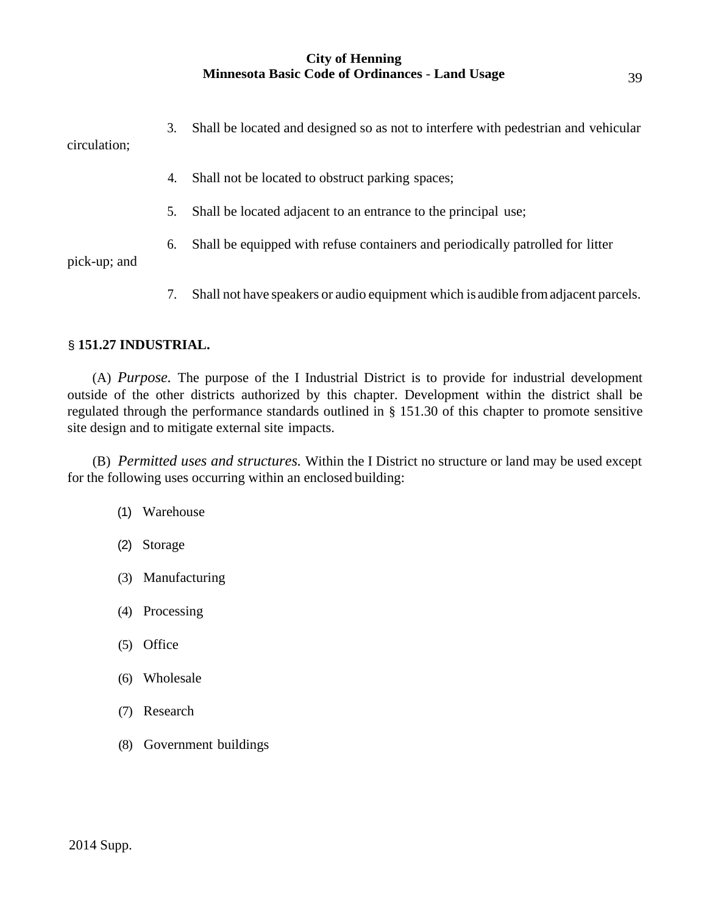3. Shall be located and designed so as not to interfere with pedestrian and vehicular circulation;

4. Shall not be located to obstruct parking spaces;

5. Shall be located adjacent to an entrance to the principal use;

6. Shall be equipped with refuse containers and periodically patrolled for litter pick-up; and

7. Shall not have speakers or audio equipment which is audible from adjacent parcels.

## § 151.27 INDUSTRIAL.

(A) *Purpose.* The purpose of the I Industrial District is to provide for industrial development outside of the other districts authorized by this chapter. Development within the district shall be regulated through the performance standards outlined in § 151.30 of this chapter to promote sensitive site design and to mitigate external site impacts.

(B) *Permitted uses and structures.* Within the I District no structure or land may be used except for the following uses occurring within an enclosed building:

(1) Warehouse

(2) Storage

(3) Manufacturing

(4) Processing

(5) Office

(6) Wholesale

(7) Research

(8) Government buildings

2014 Supp.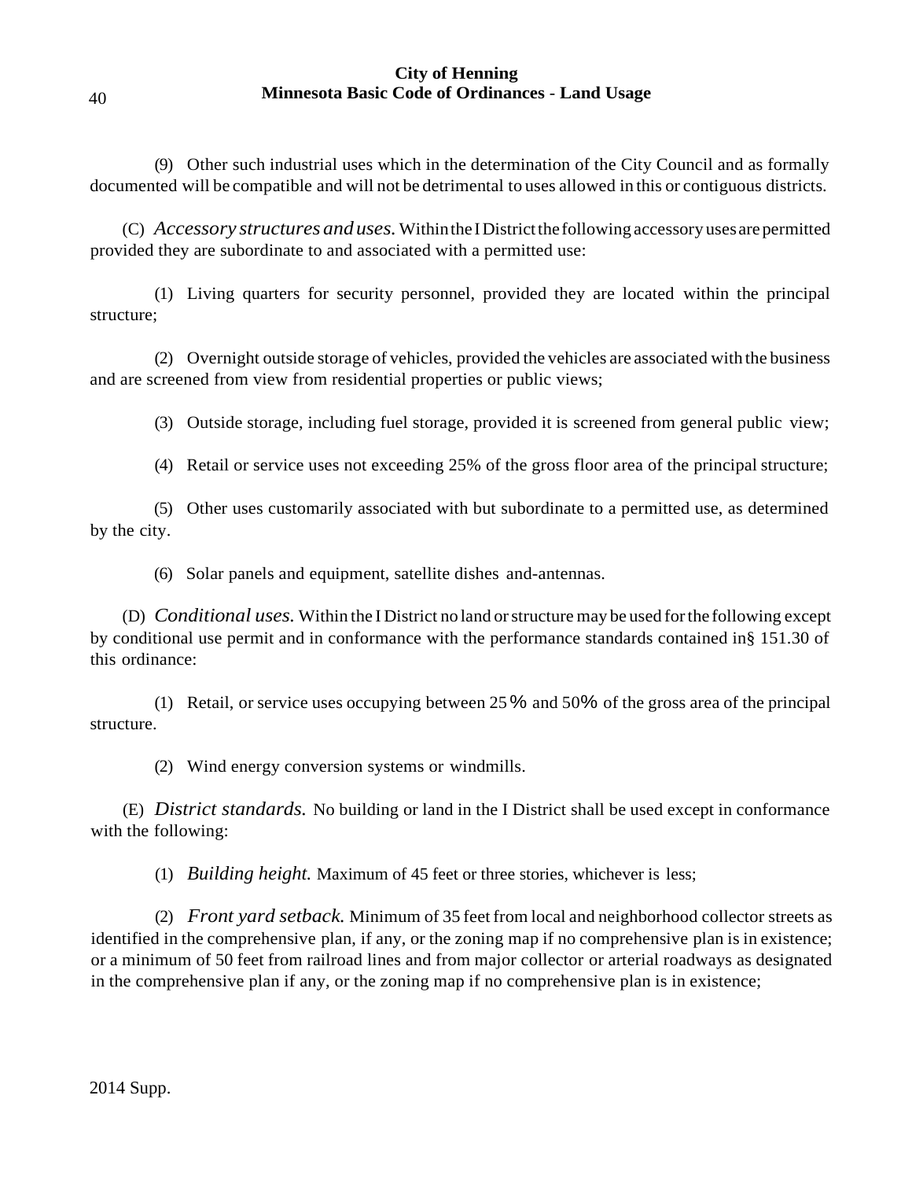(9) Other such industrial uses which in the determination of the City Council and as formally documented will be compatible and will not be detrimental to uses allowed in this or contiguous districts.

(C) *Accessory structures and uses.* Within the I District the following accessory uses are permitted provided they are subordinate to and associated with a permitted use:

(1) Living quarters for security personnel, provided they are located within the principal structure;

(2) Overnight outside storage of vehicles, provided the vehicles are associated with the business and are screened from view from residential properties or public views;

(3) Outside storage, including fuel storage, provided it is screened from general public view;

(4) Retail or service uses not exceeding 25% of the gross floor area of the principal structure;

(5) Other uses customarily associated with but subordinate to a permitted use, as determined by the city.

(6) Solar panels and equipment, satellite dishes and-antennas.

(D) *Conditional uses.* Within the I District no land or structure may be used for the following except by conditional use permit and in conformance with the performance standards contained in§ 151.30 of this ordinance:

(1) Retail, or service uses occupying between 25% and 50% of the gross area of the principal structure.

(2) Wind energy conversion systems or windmills.

(E) *District standards.* No building or land in the I District shall be used except in conformance with the following:

(1) *Building height.* Maximum of 45 feet or three stories, whichever is less;

(2) *Front yard setback.* Minimum of 35 feet from local and neighborhood collector streets as identified in the comprehensive plan, if any, or the zoning map if no comprehensive plan is in existence; or a minimum of 50 feet from railroad lines and from major collector or arterial roadways as designated in the comprehensive plan if any, or the zoning map if no comprehensive plan is in existence;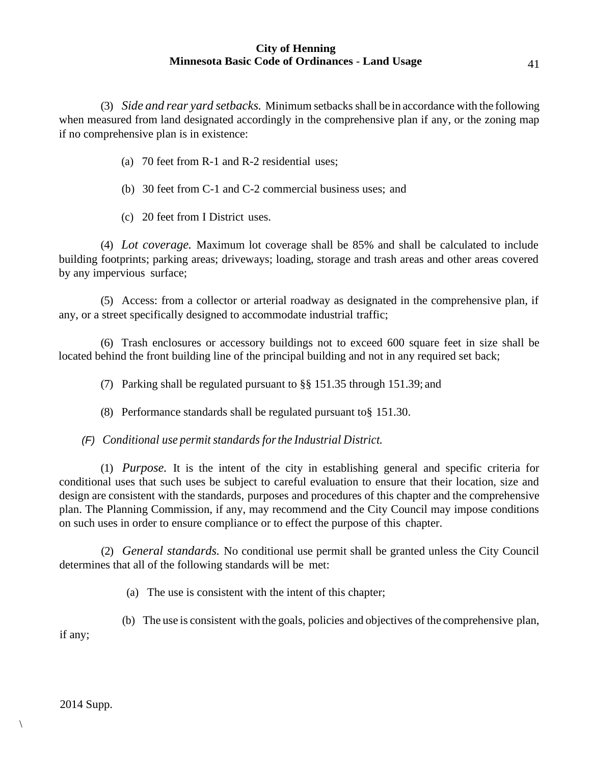(3) *Side and rear yard setbacks.* Minimum setbacks shall be in accordance with the following when measured from land designated accordingly in the comprehensive plan if any, or the zoning map if no comprehensive plan is in existence:

(a) 70 feet from R-1 and R-2 residential uses;

(b) 30 feet from C-1 and C-2 commercial business uses; and

(c) 20 feet from I District uses.

(4) *Lot coverage.* Maximum lot coverage shall be 85% and shall be calculated to include building footprints; parking areas; driveways; loading, storage and trash areas and other areas covered by any impervious surface;

(5) Access: from a collector or arterial roadway as designated in the comprehensive plan, if any, or a street specifically designed to accommodate industrial traffic;

(6) Trash enclosures or accessory buildings not to exceed 600 square feet in size shall be located behind the front building line of the principal building and not in any required set back;

(7) Parking shall be regulated pursuant to §§ 151.35 through 151.39; and

(8) Performance standards shall be regulated pursuant to§ 151.30.

*(F) Conditional use permit standards for the Industrial District.*

(1) *Purpose.* It is the intent of the city in establishing general and specific criteria for conditional uses that such uses be subject to careful evaluation to ensure that their location, size and design are consistent with the standards, purposes and procedures of this chapter and the comprehensive plan. The Planning Commission, if any, may recommend and the City Council may impose conditions on such uses in order to ensure compliance or to effect the purpose of this chapter.

(2) *General standards.* No conditional use permit shall be granted unless the City Council determines that all of the following standards will be met:

(a) The use is consistent with the intent of this chapter;

(b) The use is consistent with the goals, policies and objectives of the comprehensive plan, if any;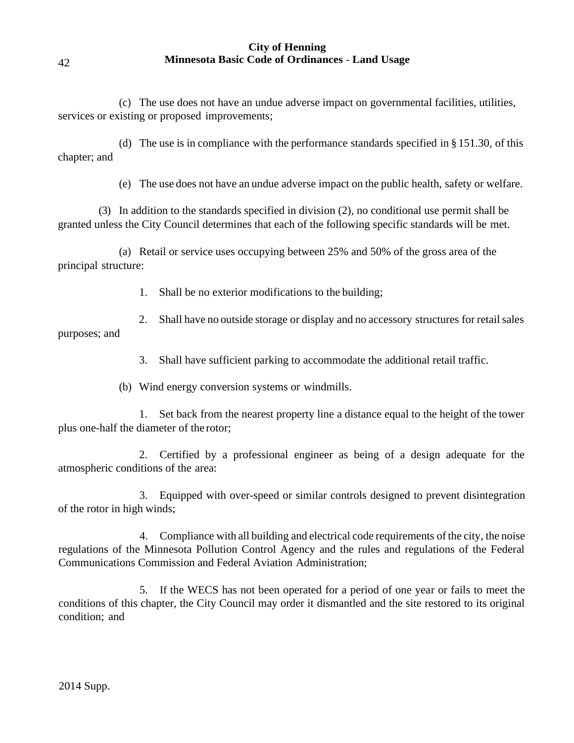(c) The use does not have an undue adverse impact on governmental facilities, utilities, services or existing or proposed improvements;

(d) The use is in compliance with the performance standards specified in § 151.30, of this chapter; and

(e) The use does not have an undue adverse impact on the public health, safety or welfare.

(3) In addition to the standards specified in division (2), no conditional use permit shall be granted unless the City Council determines that each of the following specific standards will be met.

(a) Retail or service uses occupying between 25% and 50% of the gross area of the principal structure:

1. Shall be no exterior modifications to the building;

2. Shall have no outside storage or display and no accessory structures for retail sales purposes; and

3. Shall have sufficient parking to accommodate the additional retail traffic.

(b) Wind energy conversion systems or windmills.

1. Set back from the nearest property line a distance equal to the height of the tower plus one-half the diameter of the rotor;

2. Certified by a professional engineer as being of a design adequate for the atmospheric conditions of the area:

3. Equipped with over-speed or similar controls designed to prevent disintegration of the rotor in high winds;

4. Compliance with all building and electrical code requirements of the city, the noise regulations of the Minnesota Pollution Control Agency and the rules and regulations of the Federal Communications Commission and Federal Aviation Administration;

5. If the WECS has not been operated for a period of one year or fails to meet the conditions of this chapter, the City Council may order it dismantled and the site restored to its original condition; and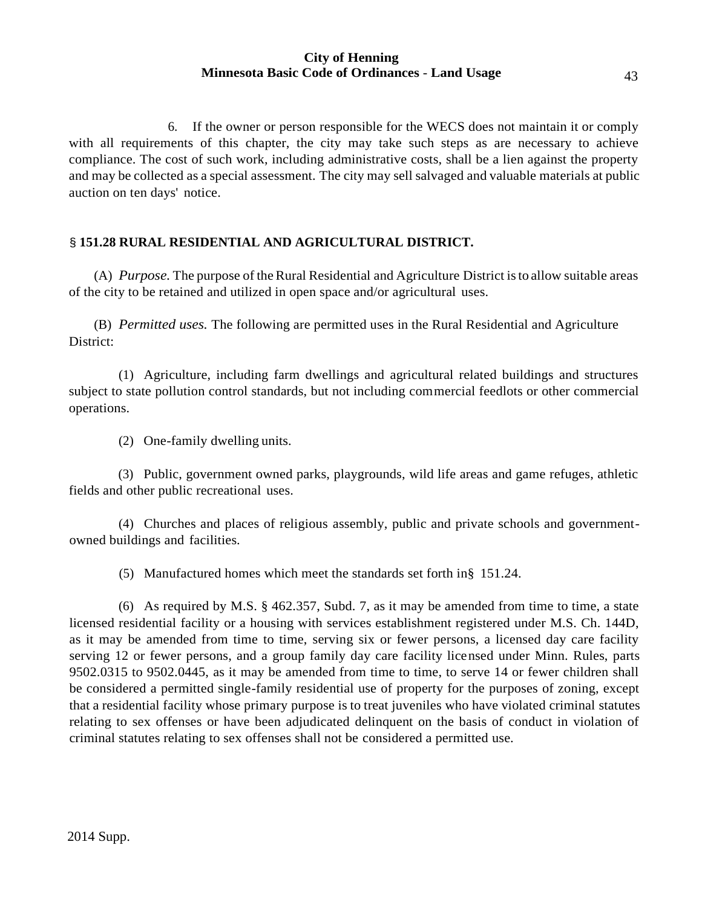6. If the owner or person responsible for the WECS does not maintain it or comply with all requirements of this chapter, the city may take such steps as are necessary to achieve compliance. The cost of such work, including administrative costs, shall be a lien against the property and may be collected as a special assessment. The city may sell salvaged and valuable materials at public auction on ten days' notice.

## § 151.28 RURAL RESIDENTIAL AND AGRICULTURAL DISTRICT.

(A) *Purpose.* The purpose of the Rural Residential and Agriculture District is to allow suitable areas of the city to be retained and utilized in open space and/or agricultural uses.

(B) *Permitted uses.* The following are permitted uses in the Rural Residential and Agriculture District:

(1) Agriculture, including farm dwellings and agricultural related buildings and structures subject to state pollution control standards, but not including commercial feedlots or other commercial operations.

(2) One-family dwelling units.

(3) Public, government owned parks, playgrounds, wild life areas and game refuges, athletic fields and other public recreational uses.

(4) Churches and places of religious assembly, public and private schools and government-owned buildings and facilities.

(5) Manufactured homes which meet the standards set forth in§ 151.24.

(6) As required by M.S. § 462.357, Subd. 7, as it may be amended from time to time, a state licensed residential facility or a housing with services establishment registered under M.S. Ch. 144D, as it may be amended from time to time, serving six or fewer persons, a licensed day care facility serving 12 or fewer persons, and a group family day care facility licensed under Minn. Rules, parts 9502.0315 to 9502.0445, as it may be amended from time to time, to serve 14 or fewer children shall be considered a permitted single-family residential use of property for the purposes of zoning, except that a residential facility whose primary purpose is to treat juveniles who have violated criminal statutes relating to sex offenses or have been adjudicated delinquent on the basis of conduct in violation of criminal statutes relating to sex offenses shall not be considered a permitted use.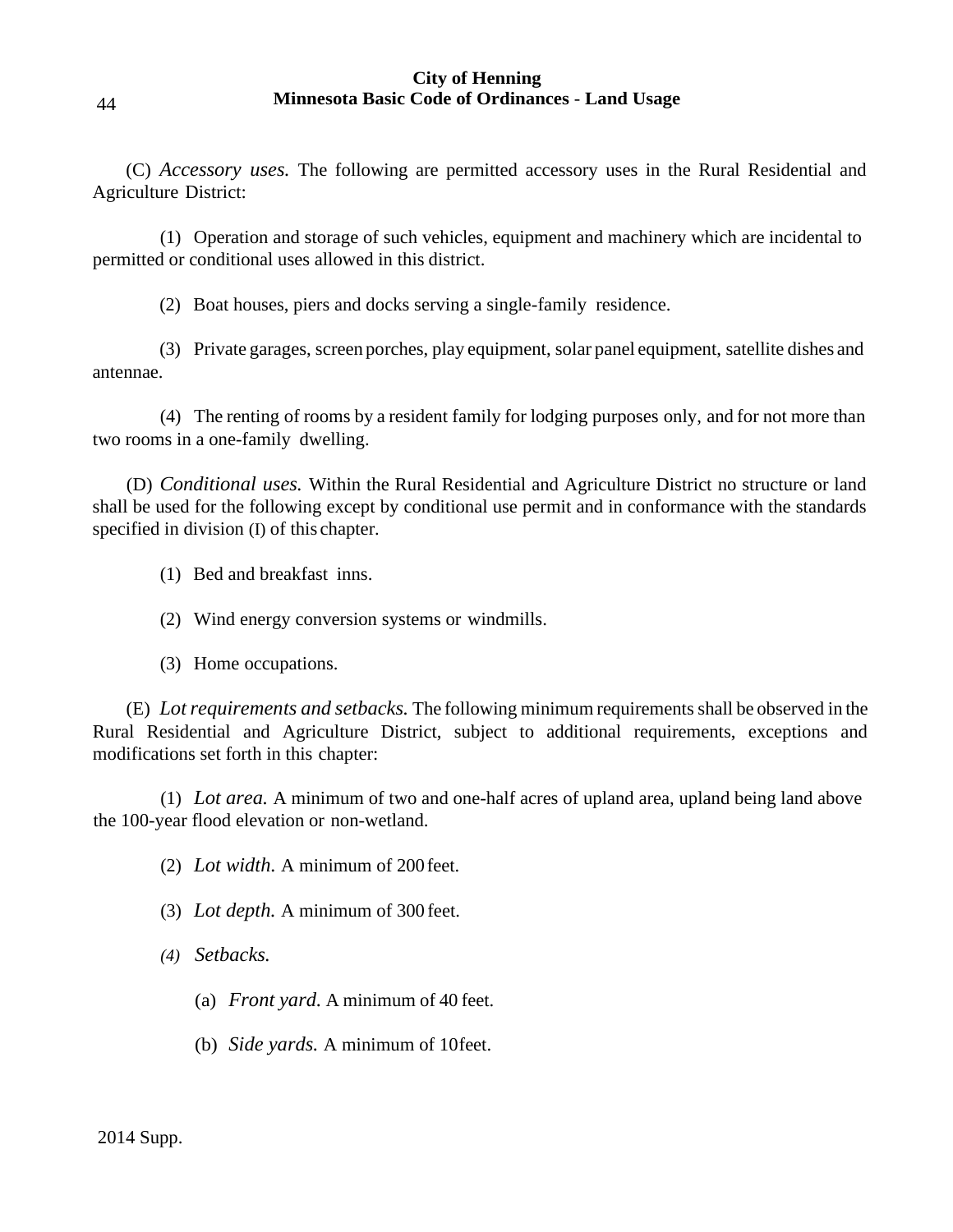(C) *Accessory uses.* The following are permitted accessory uses in the Rural Residential and Agriculture District:

(1) Operation and storage of such vehicles, equipment and machinery which are incidental to permitted or conditional uses allowed in this district.

(2) Boat houses, piers and docks serving a single-family residence.

(3) Private garages, screen porches, play equipment, solar panel equipment, satellite dishes and antennae.

(4) The renting of rooms by a resident family for lodging purposes only, and for not more than two rooms in a one-family dwelling.

(D) *Conditional uses.* Within the Rural Residential and Agriculture District no structure or land shall be used for the following except by conditional use permit and in conformance with the standards specified in division (I) of this chapter.

(1) Bed and breakfast inns.

(2) Wind energy conversion systems or windmills.

(3) Home occupations.

(E) *Lot requirements and setbacks.* The following minimum requirements shall be observed in the Rural Residential and Agriculture District, subject to additional requirements, exceptions and modifications set forth in this chapter:

(1) *Lot area.* A minimum of two and one-half acres of upland area, upland being land above the 100-year flood elevation or non-wetland.

(2) *Lot width.* A minimum of 200 feet.

(3) *Lot depth.* A minimum of 300 feet.

(4) *Setbacks.*

(a) *Front yard.* A minimum of 40 feet.

(b) *Side yards.* A minimum of 10 feet.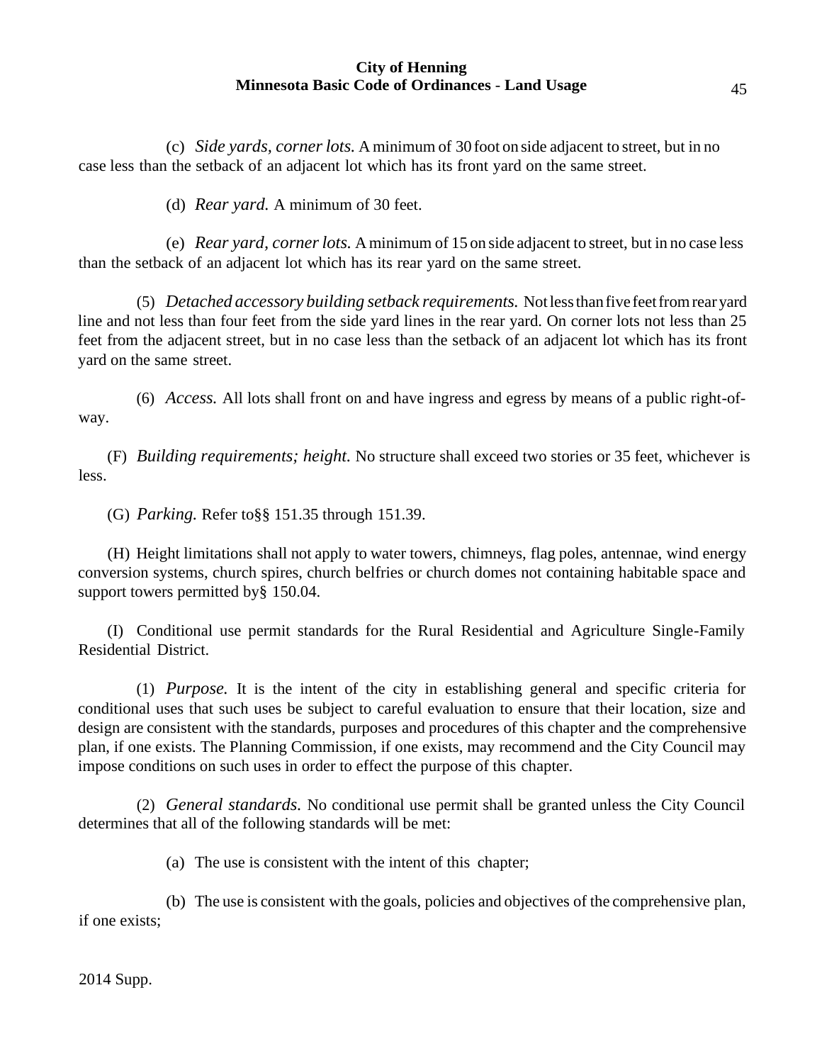(c) *Side yards, corner lots.* A minimum of 30 foot on side adjacent to street, but in no case less than the setback of an adjacent lot which has its front yard on the same street.

(d) *Rear yard.* A minimum of 30 feet.

(e) *Rear yard, corner lots.* A minimum of 15 on side adjacent to street, but in no case less than the setback of an adjacent lot which has its rear yard on the same street.

(5) *Detached accessory building setback requirements.* Not less than five feet from rear yard line and not less than four feet from the side yard lines in the rear yard. On corner lots not less than 25 feet from the adjacent street, but in no case less than the setback of an adjacent lot which has its front yard on the same street.

(6) *Access.* All lots shall front on and have ingress and egress by means of a public right-of-way.

(F) *Building requirements; height.* No structure shall exceed two stories or 35 feet, whichever is less.

(G) *Parking.* Refer to§§ 151.35 through 151.39.

(H) Height limitations shall not apply to water towers, chimneys, flag poles, antennae, wind energy conversion systems, church spires, church belfries or church domes not containing habitable space and support towers permitted by§ 150.04.

(I) Conditional use permit standards for the Rural Residential and Agriculture Single-Family Residential District.

(1) *Purpose.* It is the intent of the city in establishing general and specific criteria for conditional uses that such uses be subject to careful evaluation to ensure that their location, size and design are consistent with the standards, purposes and procedures of this chapter and the comprehensive plan, if one exists. The Planning Commission, if one exists, may recommend and the City Council may impose conditions on such uses in order to effect the purpose of this chapter.

(2) *General standards.* No conditional use permit shall be granted unless the City Council determines that all of the following standards will be met:

(a) The use is consistent with the intent of this chapter;

(b) The use is consistent with the goals, policies and objectives of the comprehensive plan, if one exists;

2014 Supp.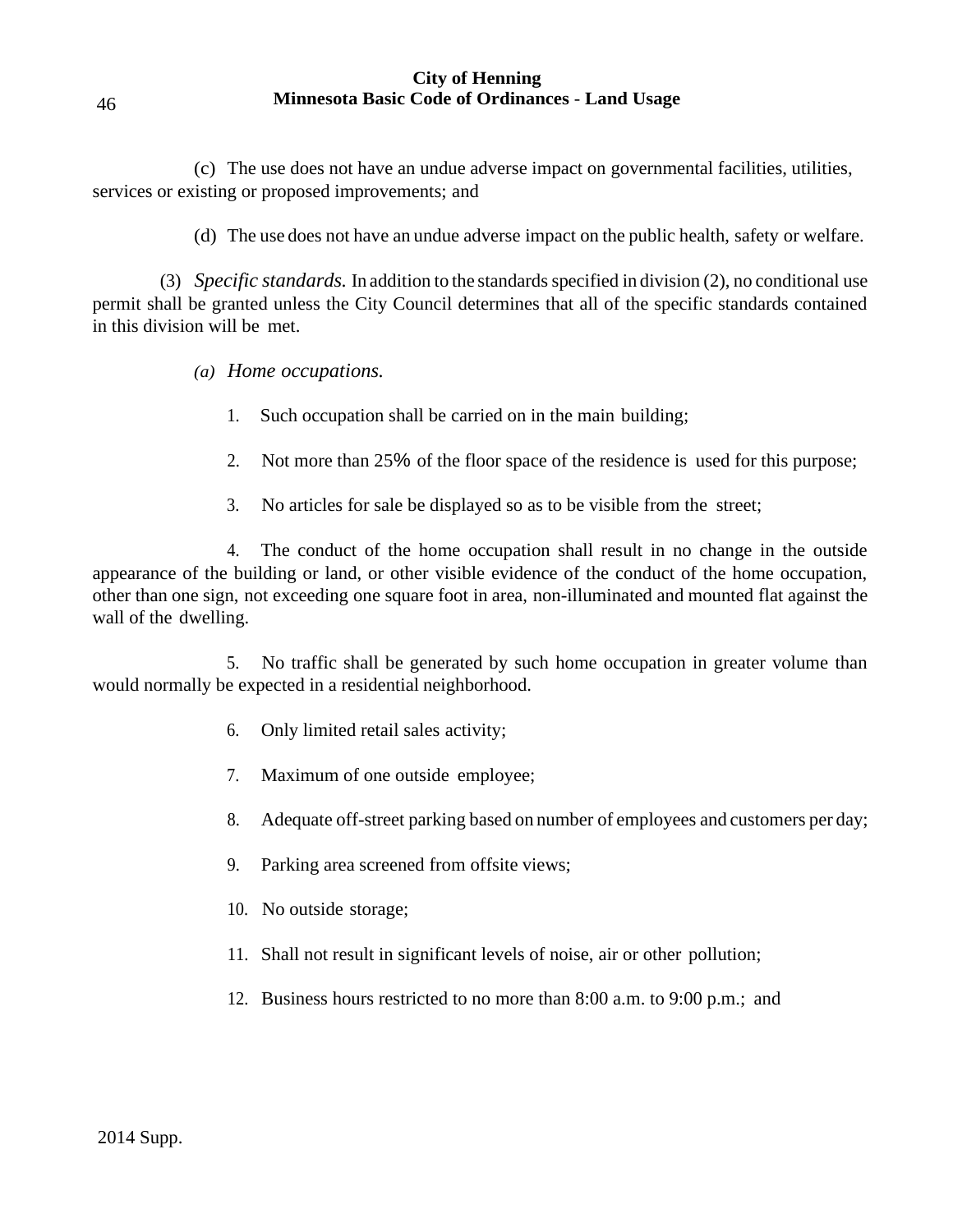(c) The use does not have an undue adverse impact on governmental facilities, utilities, services or existing or proposed improvements; and

(d) The use does not have an undue adverse impact on the public health, safety or welfare.

(3) *Specific standards.* In addition to the standards specified in division (2), no conditional use permit shall be granted unless the City Council determines that all of the specific standards contained in this division will be met.

*(a) Home occupations.*

1. Such occupation shall be carried on in the main building;

2. Not more than 25% of the floor space of the residence is used for this purpose;

3. No articles for sale be displayed so as to be visible from the street;

4. The conduct of the home occupation shall result in no change in the outside appearance of the building or land, or other visible evidence of the conduct of the home occupation, other than one sign, not exceeding one square foot in area, non-illuminated and mounted flat against the wall of the dwelling.

5. No traffic shall be generated by such home occupation in greater volume than would normally be expected in a residential neighborhood.

6. Only limited retail sales activity;

7. Maximum of one outside employee;

8. Adequate off-street parking based on number of employees and customers per day;

9. Parking area screened from offsite views;

10. No outside storage;

11. Shall not result in significant levels of noise, air or other pollution;

12. Business hours restricted to no more than 8:00 a.m. to 9:00 p.m.; and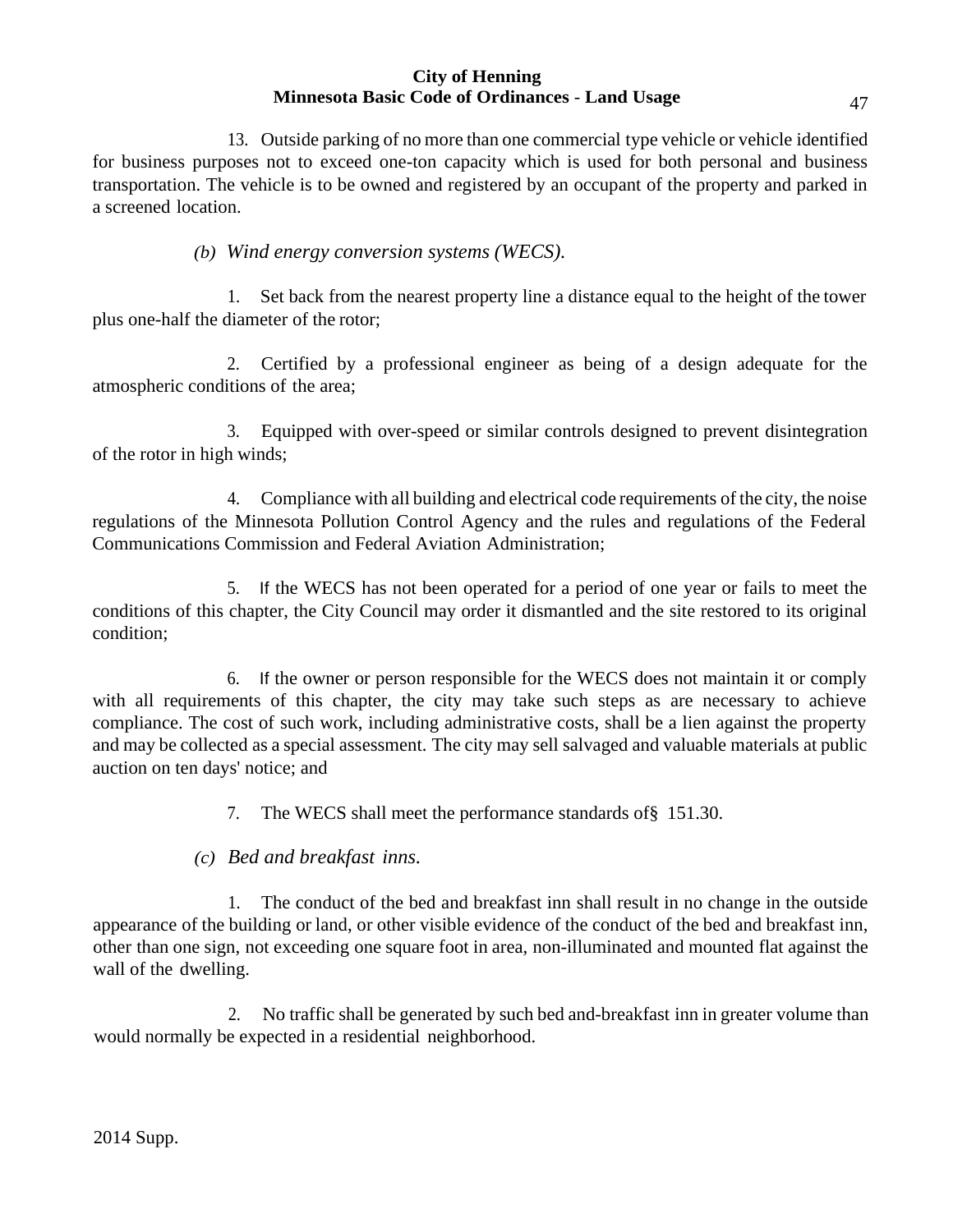13. Outside parking of no more than one commercial type vehicle or vehicle identified for business purposes not to exceed one-ton capacity which is used for both personal and business transportation. The vehicle is to be owned and registered by an occupant of the property and parked in a screened location.

*(b) Wind energy conversion systems (WECS).*

1. Set back from the nearest property line a distance equal to the height of the tower plus one-half the diameter of the rotor;

2. Certified by a professional engineer as being of a design adequate for the atmospheric conditions of the area;

3. Equipped with over-speed or similar controls designed to prevent disintegration of the rotor in high winds;

4. Compliance with all building and electrical code requirements of the city, the noise regulations of the Minnesota Pollution Control Agency and the rules and regulations of the Federal Communications Commission and Federal Aviation Administration;

5. If the WECS has not been operated for a period of one year or fails to meet the conditions of this chapter, the City Council may order it dismantled and the site restored to its original condition;

6. If the owner or person responsible for the WECS does not maintain it or comply with all requirements of this chapter, the city may take such steps as are necessary to achieve compliance. The cost of such work, including administrative costs, shall be a lien against the property and may be collected as a special assessment. The city may sell salvaged and valuable materials at public auction on ten days' notice; and

7. The WECS shall meet the performance standards of§ 151.30.

*(c) Bed and breakfast inns.*

1. The conduct of the bed and breakfast inn shall result in no change in the outside appearance of the building or land, or other visible evidence of the conduct of the bed and breakfast inn, other than one sign, not exceeding one square foot in area, non-illuminated and mounted flat against the wall of the dwelling.

2. No traffic shall be generated by such bed and-breakfast inn in greater volume than would normally be expected in a residential neighborhood.

2014 Supp.